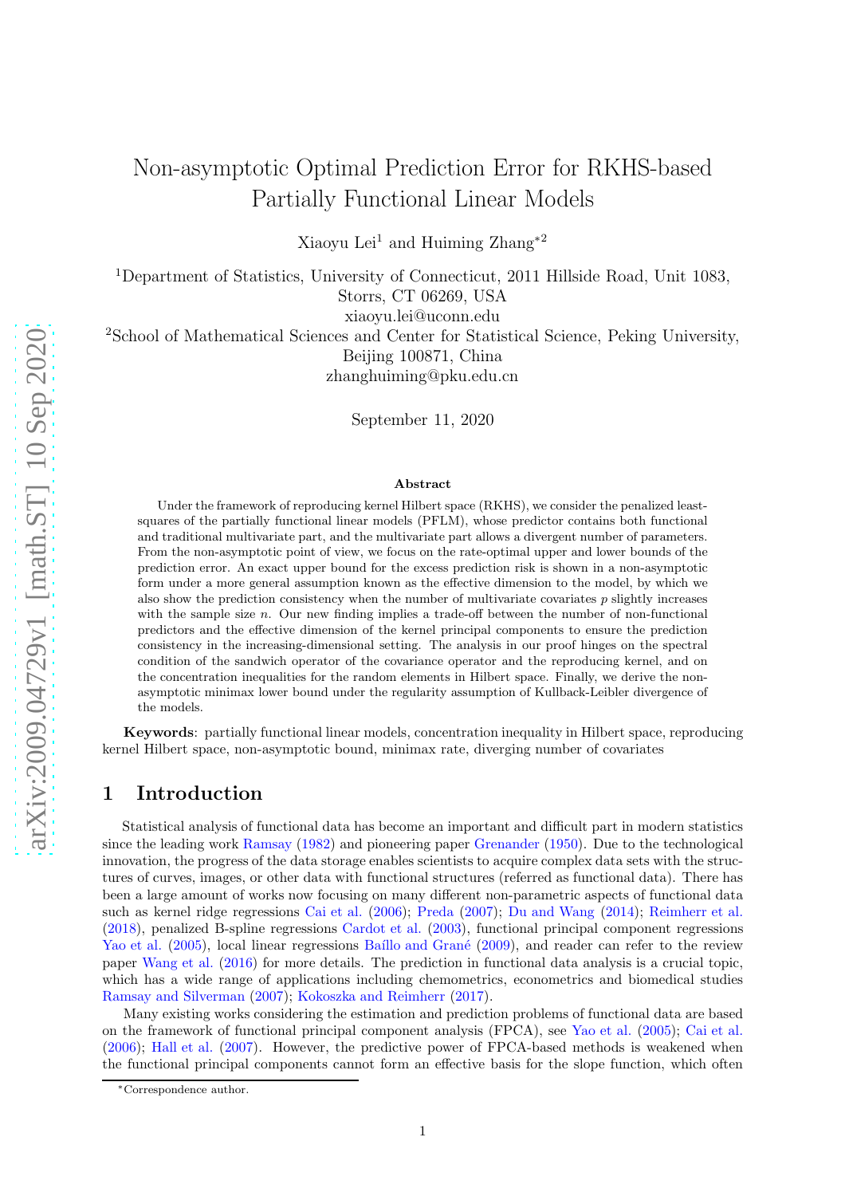# Non-asymptotic Optimal Prediction Error for RKHS-based Partially Functional Linear Models

Xiaoyu Lei[1] and Huiming Zhang*[2]

[1]Department of Statistics, University of Connecticut, 2011 Hillside Road, Unit 1083, Storrs, CT 06269, USA
xiaoyu.lei@uconn.edu

[2]School of Mathematical Sciences and Center for Statistical Science, Peking University, Beijing 100871, China
zhanghuiming@pku.edu.cn

September 11, 2020

## Abstract

Under the framework of reproducing kernel Hilbert space (RKHS), we consider the penalized least-squares of the partially functional linear models (PFLM), whose predictor contains both functional and traditional multivariate part, and the multivariate part allows a divergent number of parameters. From the non-asymptotic point of view, we focus on the rate-optimal upper and lower bounds of the prediction error. An exact upper bound for the excess prediction risk is shown in a non-asymptotic form under a more general assumption known as the effective dimension to the model, by which we also show the prediction consistency when the number of multivariate covariates $p$ slightly increases with the sample size $n$. Our new finding implies a trade-off between the number of non-functional predictors and the effective dimension of the kernel principal components to ensure the prediction consistency in the increasing-dimensional setting. The analysis in our proof hinges on the spectral condition of the sandwich operator of the covariance operator and the reproducing kernel, and on the concentration inequalities for the random elements in Hilbert space. Finally, we derive the non-asymptotic minimax lower bound under the regularity assumption of Kullback-Leibler divergence of the models.

**Keywords**: partially functional linear models, concentration inequality in Hilbert space, reproducing kernel Hilbert space, non-asymptotic bound, minimax rate, diverging number of covariates

## 1 Introduction

Statistical analysis of functional data has become an important and difficult part in modern statistics since the leading work Ramsay (1982) and pioneering paper Grenander (1950). Due to the technological innovation, the progress of the data storage enables scientists to acquire complex data sets with the structures of curves, images, or other data with functional structures (referred as functional data). There has been a large amount of works now focusing on many different non-parametric aspects of functional data such as kernel ridge regressions Cai et al. (2006); Preda (2007); Du and Wang (2014); Reimherr et al. (2018), penalized B-spline regressions Cardot et al. (2003), functional principal component regressions Yao et al. (2005), local linear regressions Baíllo and Grané (2009), and reader can refer to the review paper Wang et al. (2016) for more details. The prediction in functional data analysis is a crucial topic, which has a wide range of applications including chemometrics, econometrics and biomedical studies Ramsay and Silverman (2007); Kokoszka and Reimherr (2017).

Many existing works considering the estimation and prediction problems of functional data are based on the framework of functional principal component analysis (FPCA), see Yao et al. (2005); Cai et al. (2006); Hall et al. (2007). However, the predictive power of FPCA-based methods is weakened when the functional principal components cannot form an effective basis for the slope function, which often

*Correspondence author.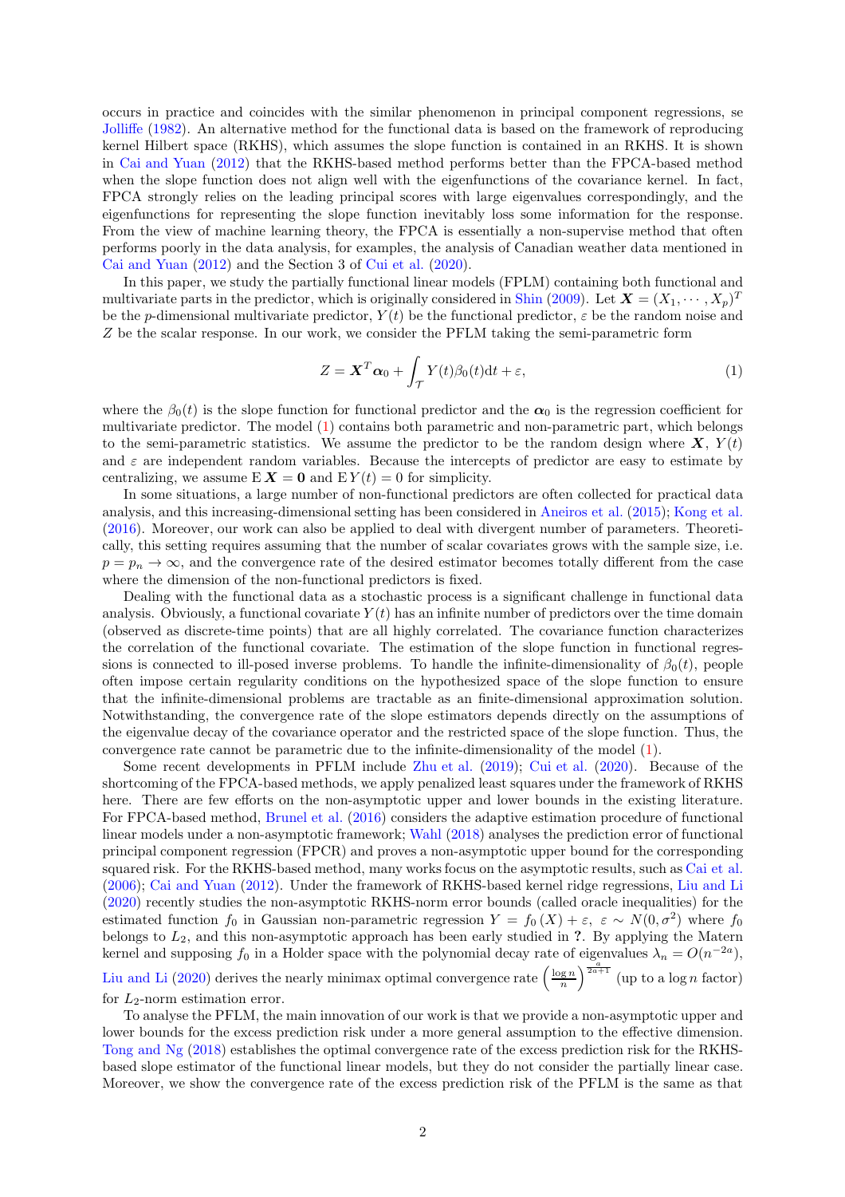occurs in practice and coincides with the similar phenomenon in principal component regressions, se Jolliffe (1982). An alternative method for the functional data is based on the framework of reproducing kernel Hilbert space (RKHS), which assumes the slope function is contained in an RKHS. It is shown in Cai and Yuan (2012) that the RKHS-based method performs better than the FPCA-based method when the slope function does not align well with the eigenfunctions of the covariance kernel. In fact, FPCA strongly relies on the leading principal scores with large eigenvalues correspondingly, and the eigenfunctions for representing the slope function inevitably loss some information for the response. From the view of machine learning theory, the FPCA is essentially a non-supervise method that often performs poorly in the data analysis, for examples, the analysis of Canadian weather data mentioned in Cai and Yuan (2012) and the Section 3 of Cui et al. (2020).

In this paper, we study the partially functional linear models (FPLM) containing both functional and multivariate parts in the predictor, which is originally considered in Shin (2009). Let $\boldsymbol{X} = (X_1, \cdots, X_p)^T$ be the $p$-dimensional multivariate predictor, $Y(t)$ be the functional predictor, $\varepsilon$ be the random noise and $Z$ be the scalar response. In our work, we consider the PFLM taking the semi-parametric form

$$Z = \boldsymbol{X}^T \boldsymbol{\alpha}_0 + \int_{\mathcal{T}} Y(t)\beta_0(t)\mathrm{d}t + \varepsilon, \tag{1}$$

where the $\beta_0(t)$ is the slope function for functional predictor and the $\boldsymbol{\alpha}_0$ is the regression coefficient for multivariate predictor. The model (1) contains both parametric and non-parametric part, which belongs to the semi-parametric statistics. We assume the predictor to be the random design where $\boldsymbol{X}$, $Y(t)$ and $\varepsilon$ are independent random variables. Because the intercepts of predictor are easy to estimate by centralizing, we assume $\mathrm{E}\,\boldsymbol{X} = \mathbf{0}$ and $\mathrm{E}\,Y(t) = 0$ for simplicity.

In some situations, a large number of non-functional predictors are often collected for practical data analysis, and this increasing-dimensional setting has been considered in Aneiros et al. (2015); Kong et al. (2016). Moreover, our work can also be applied to deal with divergent number of parameters. Theoretically, this setting requires assuming that the number of scalar covariates grows with the sample size, i.e. $p = p_n \to \infty$, and the convergence rate of the desired estimator becomes totally different from the case where the dimension of the non-functional predictors is fixed.

Dealing with the functional data as a stochastic process is a significant challenge in functional data analysis. Obviously, a functional covariate $Y(t)$ has an infinite number of predictors over the time domain (observed as discrete-time points) that are all highly correlated. The covariance function characterizes the correlation of the functional covariate. The estimation of the slope function in functional regressions is connected to ill-posed inverse problems. To handle the infinite-dimensionality of $\beta_0(t)$, people often impose certain regularity conditions on the hypothesized space of the slope function to ensure that the infinite-dimensional problems are tractable as an finite-dimensional approximation solution. Notwithstanding, the convergence rate of the slope estimators depends directly on the assumptions of the eigenvalue decay of the covariance operator and the restricted space of the slope function. Thus, the convergence rate cannot be parametric due to the infinite-dimensionality of the model (1).

Some recent developments in PFLM include Zhu et al. (2019); Cui et al. (2020). Because of the shortcoming of the FPCA-based methods, we apply penalized least squares under the framework of RKHS here. There are few efforts on the non-asymptotic upper and lower bounds in the existing literature. For FPCA-based method, Brunel et al. (2016) considers the adaptive estimation procedure of functional linear models under a non-asymptotic framework; Wahl (2018) analyses the prediction error of functional principal component regression (FPCR) and proves a non-asymptotic upper bound for the corresponding squared risk. For the RKHS-based method, many works focus on the asymptotic results, such as Cai et al. (2006); Cai and Yuan (2012). Under the framework of RKHS-based kernel ridge regressions, Liu and Li (2020) recently studies the non-asymptotic RKHS-norm error bounds (called oracle inequalities) for the estimated function $f_0$ in Gaussian non-parametric regression $Y = f_0(X) + \varepsilon,\ \varepsilon \sim N(0, \sigma^2)$ where $f_0$ belongs to $L_2$, and this non-asymptotic approach has been early studied in **?**. By applying the Matern kernel and supposing $f_0$ in a Holder space with the polynomial decay rate of eigenvalues $\lambda_n = O(n^{-2a})$, Liu and Li (2020) derives the nearly minimax optimal convergence rate $\left(\frac{\log n}{n}\right)^{\frac{a}{2a+1}}$ (up to a $\log n$ factor) for $L_2$-norm estimation error.

To analyse the PFLM, the main innovation of our work is that we provide a non-asymptotic upper and lower bounds for the excess prediction risk under a more general assumption to the effective dimension. Tong and Ng (2018) establishes the optimal convergence rate of the excess prediction risk for the RKHS-based slope estimator of the functional linear models, but they do not consider the partially linear case. Moreover, we show the convergence rate of the excess prediction risk of the PFLM is the same as that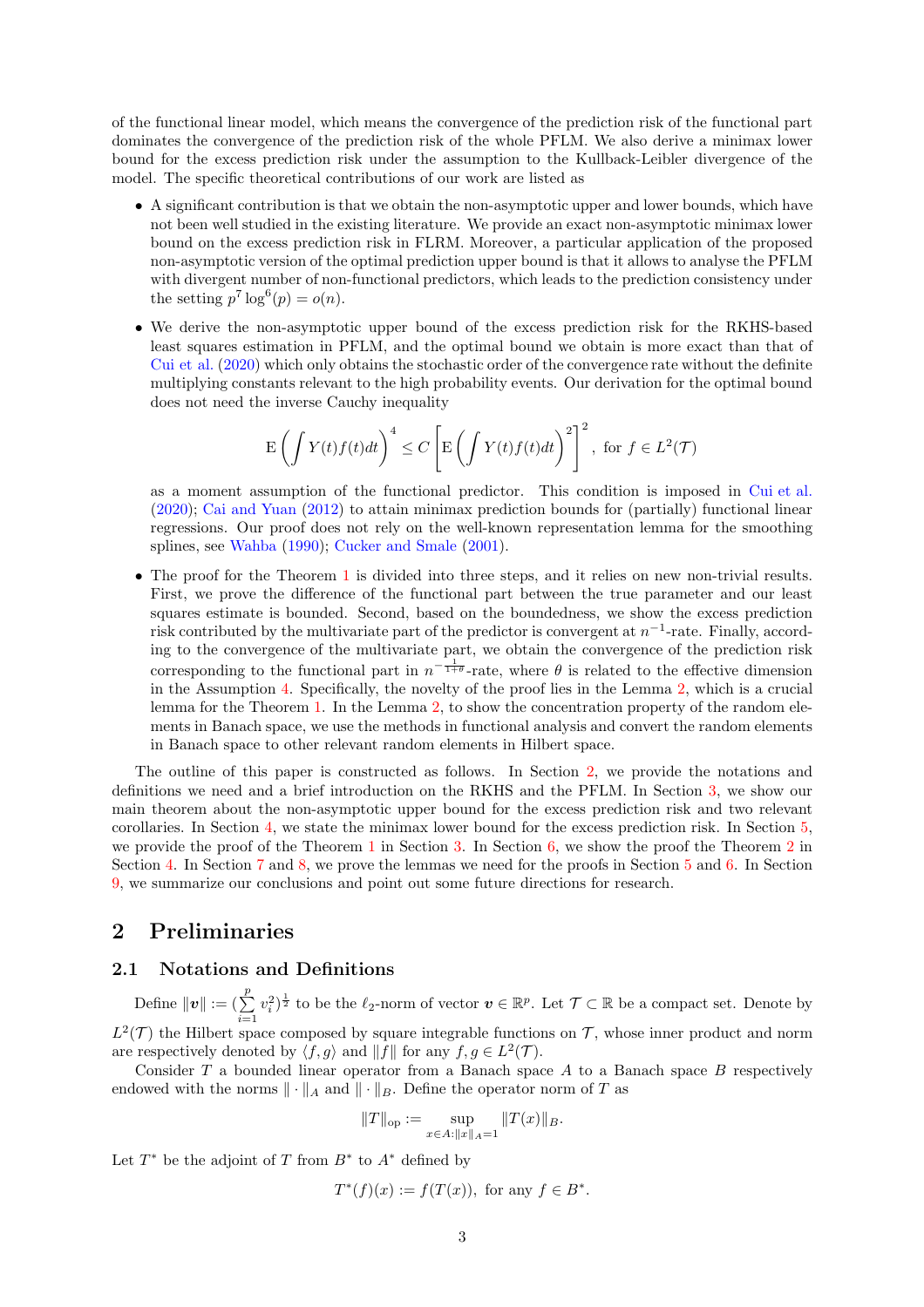of the functional linear model, which means the convergence of the prediction risk of the functional part dominates the convergence of the prediction risk of the whole PFLM. We also derive a minimax lower bound for the excess prediction risk under the assumption to the Kullback-Leibler divergence of the model. The specific theoretical contributions of our work are listed as

- A significant contribution is that we obtain the non-asymptotic upper and lower bounds, which have not been well studied in the existing literature. We provide an exact non-asymptotic minimax lower bound on the excess prediction risk in FLRM. Moreover, a particular application of the proposed non-asymptotic version of the optimal prediction upper bound is that it allows to analyse the PFLM with divergent number of non-functional predictors, which leads to the prediction consistency under the setting $p^7 \log^6(p) = o(n)$.
- We derive the non-asymptotic upper bound of the excess prediction risk for the RKHS-based least squares estimation in PFLM, and the optimal bound we obtain is more exact than that of Cui et al. (2020) which only obtains the stochastic order of the convergence rate without the definite multiplying constants relevant to the high probability events. Our derivation for the optimal bound does not need the inverse Cauchy inequality

$$\mathrm{E}\left(\int Y(t)f(t)dt\right)^4 \leq C\left[\mathrm{E}\left(\int Y(t)f(t)dt\right)^2\right]^2, \text{ for } f \in L^2(\mathcal{T})$$

as a moment assumption of the functional predictor. This condition is imposed in Cui et al. (2020); Cai and Yuan (2012) to attain minimax prediction bounds for (partially) functional linear regressions. Our proof does not rely on the well-known representation lemma for the smoothing splines, see Wahba (1990); Cucker and Smale (2001).
- The proof for the Theorem 1 is divided into three steps, and it relies on new non-trivial results. First, we prove the difference of the functional part between the true parameter and our least squares estimate is bounded. Second, based on the boundedness, we show the excess prediction risk contributed by the multivariate part of the predictor is convergent at $n^{-1}$-rate. Finally, according to the convergence of the multivariate part, we obtain the convergence of the prediction risk corresponding to the functional part in $n^{-\frac{1}{1+\theta}}$-rate, where $\theta$ is related to the effective dimension in the Assumption 4. Specifically, the novelty of the proof lies in the Lemma 2, which is a crucial lemma for the Theorem 1. In the Lemma 2, to show the concentration property of the random elements in Banach space, we use the methods in functional analysis and convert the random elements in Banach space to other relevant random elements in Hilbert space.

The outline of this paper is constructed as follows. In Section 2, we provide the notations and definitions we need and a brief introduction on the RKHS and the PFLM. In Section 3, we show our main theorem about the non-asymptotic upper bound for the excess prediction risk and two relevant corollaries. In Section 4, we state the minimax lower bound for the excess prediction risk. In Section 5, we provide the proof of the Theorem 1 in Section 3. In Section 6, we show the proof the Theorem 2 in Section 4. In Section 7 and 8, we prove the lemmas we need for the proofs in Section 5 and 6. In Section 9, we summarize our conclusions and point out some future directions for research.

## 2 Preliminaries

### 2.1 Notations and Definitions

Define $\|\boldsymbol{v}\| := (\sum_{i=1}^{p} v_i^2)^{\frac{1}{2}}$ to be the $\ell_2$-norm of vector $\boldsymbol{v} \in \mathbb{R}^p$. Let $\mathcal{T} \subset \mathbb{R}$ be a compact set. Denote by $L^2(\mathcal{T})$ the Hilbert space composed by square integrable functions on $\mathcal{T}$, whose inner product and norm are respectively denoted by $\langle f, g \rangle$ and $\|f\|$ for any $f, g \in L^2(\mathcal{T})$.

Consider $T$ a bounded linear operator from a Banach space $A$ to a Banach space $B$ respectively endowed with the norms $\|\cdot\|_A$ and $\|\cdot\|_B$. Define the operator norm of $T$ as

$$\|T\|_{\mathrm{op}} := \sup_{x \in A: \|x\|_A = 1} \|T(x)\|_B.$$

Let $T^*$ be the adjoint of $T$ from $B^*$ to $A^*$ defined by

$$T^*(f)(x) := f(T(x)), \text{ for any } f \in B^*.$$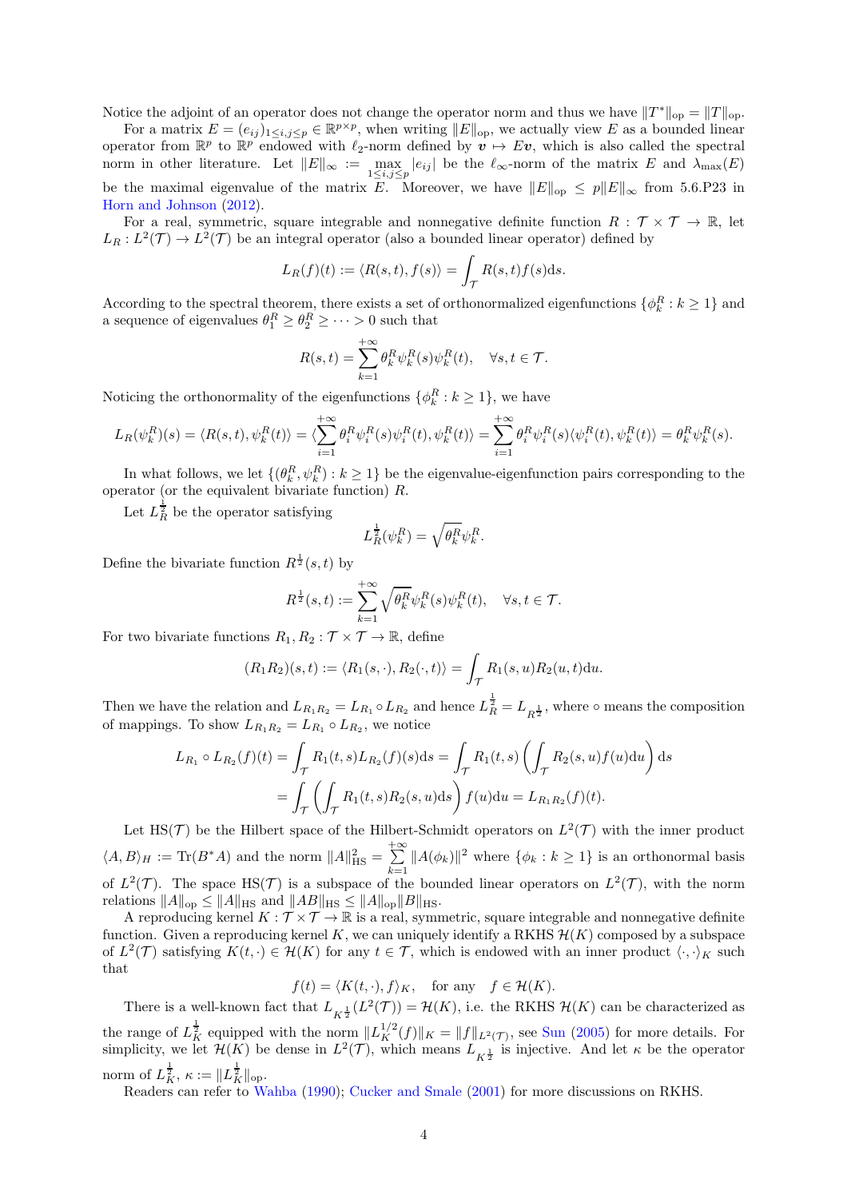Notice the adjoint of an operator does not change the operator norm and thus we have $\|T^*\|_{\mathrm{op}} = \|T\|_{\mathrm{op}}$.

For a matrix $E = (e_{ij})_{1\le i,j\le p} \in \mathbb{R}^{p\times p}$, when writing $\|E\|_{\mathrm{op}}$, we actually view $E$ as a bounded linear operator from $\mathbb{R}^p$ to $\mathbb{R}^p$ endowed with $\ell_2$-norm defined by $\boldsymbol{v} \mapsto E\boldsymbol{v}$, which is also called the spectral norm in other literature. Let $\|E\|_\infty := \max_{1\le i,j\le p} |e_{ij}|$ be the $\ell_\infty$-norm of the matrix $E$ and $\lambda_{\max}(E)$ be the maximal eigenvalue of the matrix $E$. Moreover, we have $\|E\|_{\mathrm{op}} \le p\|E\|_\infty$ from 5.6.P23 in Horn and Johnson (2012).

For a real, symmetric, square integrable and nonnegative definite function $R : \mathcal{T}\times\mathcal{T} \to \mathbb{R}$, let $L_R : L^2(\mathcal{T}) \to L^2(\mathcal{T})$ be an integral operator (also a bounded linear operator) defined by

$$L_R(f)(t) := \langle R(s,t), f(s)\rangle = \int_{\mathcal{T}} R(s,t)f(s)\mathrm{d}s.$$

According to the spectral theorem, there exists a set of orthonormalized eigenfunctions $\{\phi_k^R : k \ge 1\}$ and a sequence of eigenvalues $\theta_1^R \ge \theta_2^R \ge \cdots > 0$ such that

$$R(s,t) = \sum_{k=1}^{+\infty} \theta_k^R \psi_k^R(s)\psi_k^R(t), \quad \forall s,t \in \mathcal{T}.$$

Noticing the orthonormality of the eigenfunctions $\{\phi_k^R : k \ge 1\}$, we have

$$L_R(\psi_k^R)(s) = \langle R(s,t), \psi_k^R(t)\rangle = \langle \sum_{i=1}^{+\infty} \theta_i^R \psi_i^R(s)\psi_i^R(t), \psi_k^R(t)\rangle = \sum_{i=1}^{+\infty} \theta_i^R \psi_i^R(s)\langle \psi_i^R(t), \psi_k^R(t)\rangle = \theta_k^R \psi_k^R(s).$$

In what follows, we let $\{(\theta_k^R, \psi_k^R) : k \ge 1\}$ be the eigenvalue-eigenfunction pairs corresponding to the operator (or the equivalent bivariate function) $R$.

Let $L_R^{\frac{1}{2}}$ be the operator satisfying

$$L_R^{\frac{1}{2}}(\psi_k^R) = \sqrt{\theta_k^R}\psi_k^R.$$

Define the bivariate function $R^{\frac{1}{2}}(s,t)$ by

$$R^{\frac{1}{2}}(s,t) := \sum_{k=1}^{+\infty} \sqrt{\theta_k^R}\psi_k^R(s)\psi_k^R(t), \quad \forall s,t \in \mathcal{T}.$$

For two bivariate functions $R_1, R_2 : \mathcal{T}\times\mathcal{T} \to \mathbb{R}$, define

$$(R_1R_2)(s,t) := \langle R_1(s,\cdot), R_2(\cdot,t)\rangle = \int_{\mathcal{T}} R_1(s,u)R_2(u,t)\mathrm{d}u.$$

Then we have the relation and $L_{R_1R_2} = L_{R_1} \circ L_{R_2}$ and hence $L_R^{\frac{1}{2}} = L_{R^{\frac{1}{2}}}$, where $\circ$ means the composition of mappings. To show $L_{R_1R_2} = L_{R_1} \circ L_{R_2}$, we notice

$$\begin{aligned}
L_{R_1} \circ L_{R_2}(f)(t) &= \int_{\mathcal{T}} R_1(t,s)L_{R_2}(f)(s)\mathrm{d}s = \int_{\mathcal{T}} R_1(t,s)\left(\int_{\mathcal{T}} R_2(s,u)f(u)\mathrm{d}u\right)\mathrm{d}s \\
&= \int_{\mathcal{T}}\left(\int_{\mathcal{T}} R_1(t,s)R_2(s,u)\mathrm{d}s\right)f(u)\mathrm{d}u = L_{R_1R_2}(f)(t).
\end{aligned}$$

Let $\mathrm{HS}(\mathcal{T})$ be the Hilbert space of the Hilbert-Schmidt operators on $L^2(\mathcal{T})$ with the inner product $\langle A, B\rangle_H := \mathrm{Tr}(B^*A)$ and the norm $\|A\|_{\mathrm{HS}}^2 = \sum_{k=1}^{+\infty} \|A(\phi_k)\|^2$ where $\{\phi_k : k \ge 1\}$ is an orthonormal basis of $L^2(\mathcal{T})$. The space $\mathrm{HS}(\mathcal{T})$ is a subspace of the bounded linear operators on $L^2(\mathcal{T})$, with the norm relations $\|A\|_{\mathrm{op}} \le \|A\|_{\mathrm{HS}}$ and $\|AB\|_{\mathrm{HS}} \le \|A\|_{\mathrm{op}}\|B\|_{\mathrm{HS}}$.

A reproducing kernel $K : \mathcal{T}\times\mathcal{T} \to \mathbb{R}$ is a real, symmetric, square integrable and nonnegative definite function. Given a reproducing kernel $K$, we can uniquely identify a RKHS $\mathcal{H}(K)$ composed by a subspace of $L^2(\mathcal{T})$ satisfying $K(t,\cdot) \in \mathcal{H}(K)$ for any $t \in \mathcal{T}$, which is endowed with an inner product $\langle\cdot,\cdot\rangle_K$ such that

$$f(t) = \langle K(t,\cdot), f\rangle_K, \quad \text{for any} \quad f \in \mathcal{H}(K).$$

There is a well-known fact that $L_{K^{\frac{1}{2}}}(L^2(\mathcal{T})) = \mathcal{H}(K)$, i.e. the RKHS $\mathcal{H}(K)$ can be characterized as the range of $L_K^{\frac{1}{2}}$ equipped with the norm $\|L_K^{1/2}(f)\|_K = \|f\|_{L^2(\mathcal{T})}$, see Sun (2005) for more details. For simplicity, we let $\mathcal{H}(K)$ be dense in $L^2(\mathcal{T})$, which means $L_{K^{\frac{1}{2}}}$ is injective. And let $\kappa$ be the operator norm of $L_K^{\frac{1}{2}}$, $\kappa := \|L_K^{\frac{1}{2}}\|_{\mathrm{op}}$.

Readers can refer to Wahba (1990); Cucker and Smale (2001) for more discussions on RKHS.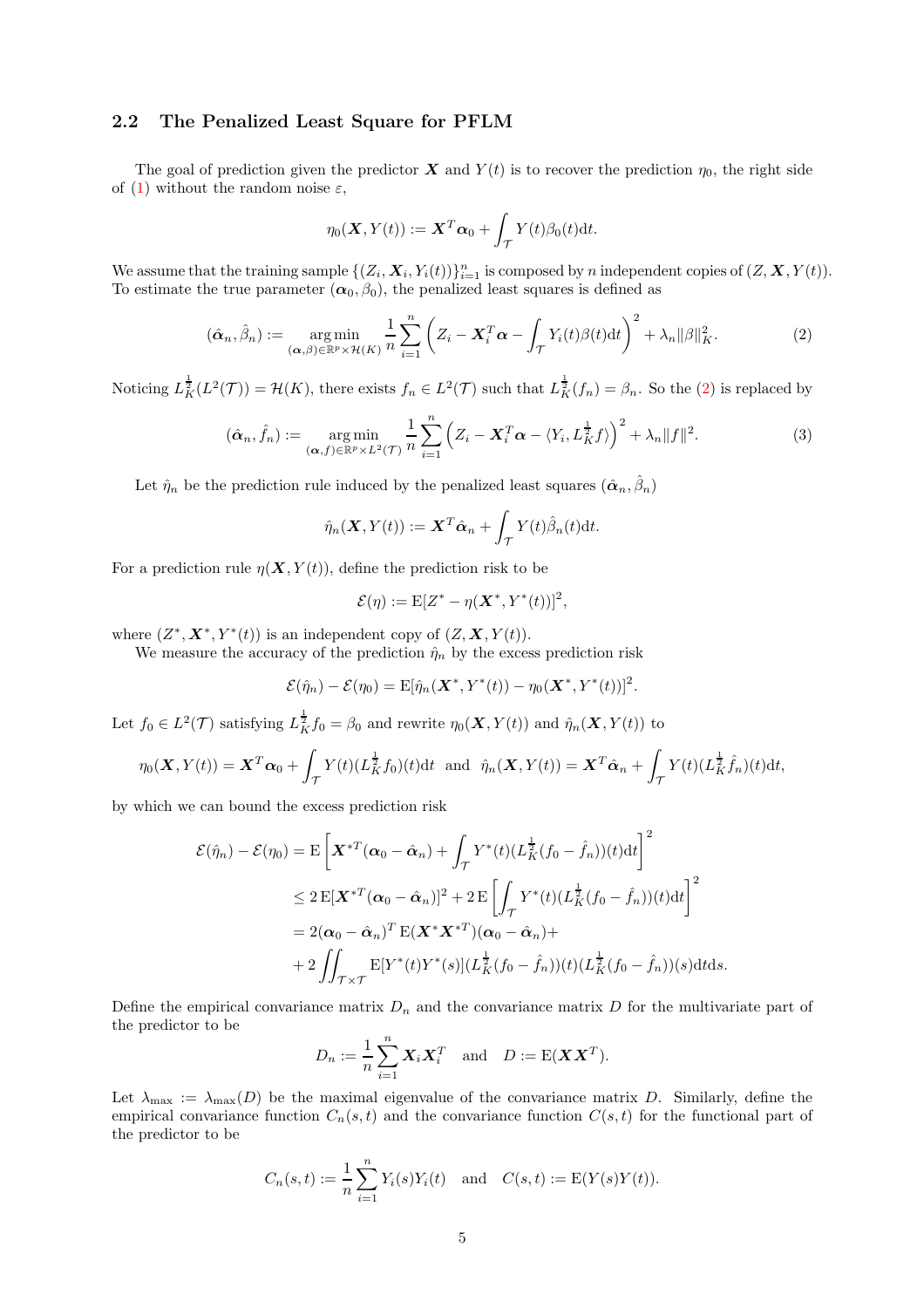### 2.2 The Penalized Least Square for PFLM

The goal of prediction given the predictor $\boldsymbol{X}$ and $Y(t)$ is to recover the prediction $\eta_0$, the right side of (1) without the random noise $\varepsilon$,

$$\eta_0(\boldsymbol{X}, Y(t)) := \boldsymbol{X}^T\boldsymbol{\alpha}_0 + \int_{\mathcal{T}} Y(t)\beta_0(t)\mathrm{d}t.$$

We assume that the training sample $\{(Z_i, \boldsymbol{X}_i, Y_i(t))\}_{i=1}^n$ is composed by $n$ independent copies of $(Z, \boldsymbol{X}, Y(t))$. To estimate the true parameter $(\boldsymbol{\alpha}_0, \beta_0)$, the penalized least squares is defined as

$$(\hat{\boldsymbol{\alpha}}_n, \hat{\beta}_n) := \underset{(\boldsymbol{\alpha},\beta)\in\mathbb{R}^p\times\mathcal{H}(K)}{\arg\min}\ \frac{1}{n}\sum_{i=1}^n\left(Z_i - \boldsymbol{X}_i^T\boldsymbol{\alpha} - \int_{\mathcal{T}} Y_i(t)\beta(t)\mathrm{d}t\right)^2 + \lambda_n\|\beta\|_K^2. \tag{2}$$

Noticing $L_K^{\frac{1}{2}}(L^2(\mathcal{T})) = \mathcal{H}(K)$, there exists $f_n \in L^2(\mathcal{T})$ such that $L_K^{\frac{1}{2}}(f_n) = \beta_n$. So the (2) is replaced by

$$(\hat{\boldsymbol{\alpha}}_n, \hat{f}_n) := \underset{(\boldsymbol{\alpha},f)\in\mathbb{R}^p\times L^2(\mathcal{T})}{\arg\min}\ \frac{1}{n}\sum_{i=1}^n\left(Z_i - \boldsymbol{X}_i^T\boldsymbol{\alpha} - \langle Y_i, L_K^{\frac{1}{2}}f\rangle\right)^2 + \lambda_n\|f\|^2. \tag{3}$$

Let $\hat{\eta}_n$ be the prediction rule induced by the penalized least squares $(\hat{\boldsymbol{\alpha}}_n, \hat{\beta}_n)$

$$\hat{\eta}_n(\boldsymbol{X}, Y(t)) := \boldsymbol{X}^T\hat{\boldsymbol{\alpha}}_n + \int_{\mathcal{T}} Y(t)\hat{\beta}_n(t)\mathrm{d}t.$$

For a prediction rule $\eta(\boldsymbol{X}, Y(t))$, define the prediction risk to be

$$\mathcal{E}(\eta) := \mathrm{E}[Z^* - \eta(\boldsymbol{X}^*, Y^*(t))]^2,$$

where $(Z^*, \boldsymbol{X}^*, Y^*(t))$ is an independent copy of $(Z, \boldsymbol{X}, Y(t))$.

We measure the accuracy of the prediction $\hat{\eta}_n$ by the excess prediction risk

$$\mathcal{E}(\hat{\eta}_n) - \mathcal{E}(\eta_0) = \mathrm{E}[\hat{\eta}_n(\boldsymbol{X}^*, Y^*(t)) - \eta_0(\boldsymbol{X}^*, Y^*(t))]^2.$$

Let $f_0 \in L^2(\mathcal{T})$ satisfying $L_K^{\frac{1}{2}}f_0 = \beta_0$ and rewrite $\eta_0(\boldsymbol{X}, Y(t))$ and $\hat{\eta}_n(\boldsymbol{X}, Y(t))$ to

$$\eta_0(\boldsymbol{X}, Y(t)) = \boldsymbol{X}^T\boldsymbol{\alpha}_0 + \int_{\mathcal{T}} Y(t)(L_K^{\frac{1}{2}}f_0)(t)\mathrm{d}t \ \text{ and } \ \hat{\eta}_n(\boldsymbol{X}, Y(t)) = \boldsymbol{X}^T\hat{\boldsymbol{\alpha}}_n + \int_{\mathcal{T}} Y(t)(L_K^{\frac{1}{2}}\hat{f}_n)(t)\mathrm{d}t,$$

by which we can bound the excess prediction risk

$$\begin{aligned}
\mathcal{E}(\hat{\eta}_n) - \mathcal{E}(\eta_0) &= \mathrm{E}\left[\boldsymbol{X}^{*T}(\boldsymbol{\alpha}_0 - \hat{\boldsymbol{\alpha}}_n) + \int_{\mathcal{T}} Y^*(t)(L_K^{\frac{1}{2}}(f_0 - \hat{f}_n))(t)\mathrm{d}t\right]^2 \\
&\le 2\,\mathrm{E}[\boldsymbol{X}^{*T}(\boldsymbol{\alpha}_0 - \hat{\boldsymbol{\alpha}}_n)]^2 + 2\,\mathrm{E}\left[\int_{\mathcal{T}} Y^*(t)(L_K^{\frac{1}{2}}(f_0 - \hat{f}_n))(t)\mathrm{d}t\right]^2 \\
&= 2(\boldsymbol{\alpha}_0 - \hat{\boldsymbol{\alpha}}_n)^T\,\mathrm{E}(\boldsymbol{X}^*\boldsymbol{X}^{*T})(\boldsymbol{\alpha}_0 - \hat{\boldsymbol{\alpha}}_n) + \\
&\quad + 2\iint_{\mathcal{T}\times\mathcal{T}} \mathrm{E}[Y^*(t)Y^*(s)](L_K^{\frac{1}{2}}(f_0 - \hat{f}_n))(t)(L_K^{\frac{1}{2}}(f_0 - \hat{f}_n))(s)\mathrm{d}t\mathrm{d}s.
\end{aligned}$$

Define the empirical convariance matrix $D_n$ and the convariance matrix $D$ for the multivariate part of the predictor to be

$$D_n := \frac{1}{n}\sum_{i=1}^n \boldsymbol{X}_i\boldsymbol{X}_i^T \quad \text{and} \quad D := \mathrm{E}(\boldsymbol{X}\boldsymbol{X}^T).$$

Let $\lambda_{\max} := \lambda_{\max}(D)$ be the maximal eigenvalue of the convariance matrix $D$. Similarly, define the empirical convariance function $C_n(s,t)$ and the convariance function $C(s,t)$ for the functional part of the predictor to be

$$C_n(s,t) := \frac{1}{n}\sum_{i=1}^n Y_i(s)Y_i(t) \quad \text{and} \quad C(s,t) := \mathrm{E}(Y(s)Y(t)).$$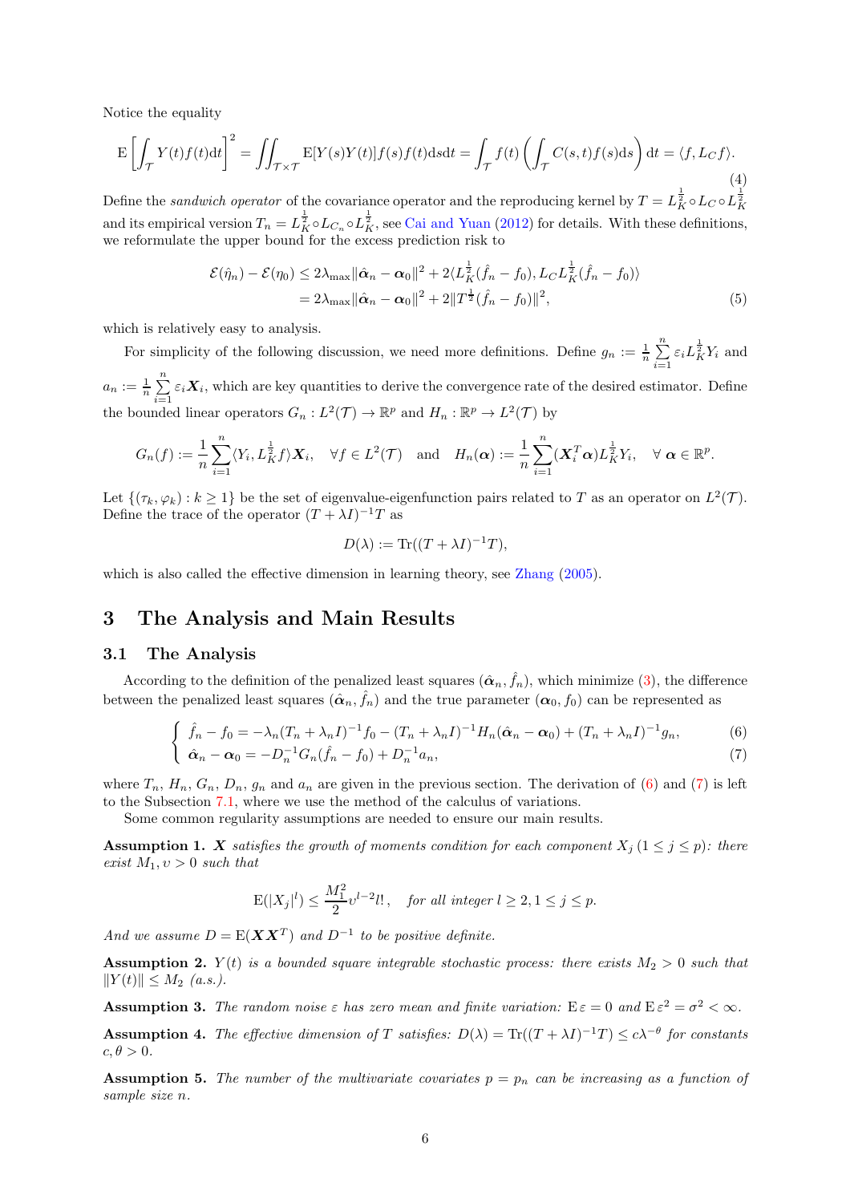Notice the equality

$$\mathrm{E}\left[\int_{\mathcal{T}} Y(t)f(t)\mathrm{d}t\right]^2 = \iint_{\mathcal{T}\times\mathcal{T}} \mathrm{E}[Y(s)Y(t)]f(s)f(t)\mathrm{d}s\mathrm{d}t = \int_{\mathcal{T}} f(t)\left(\int_{\mathcal{T}} C(s,t)f(s)\mathrm{d}s\right)\mathrm{d}t = \langle f, L_C f\rangle. \tag{4}$$

Define the *sandwich operator* of the covariance operator and the reproducing kernel by $T = L_K^{\frac{1}{2}} \circ L_C \circ L_K^{\frac{1}{2}}$ and its empirical version $T_n = L_K^{\frac{1}{2}} \circ L_{C_n} \circ L_K^{\frac{1}{2}}$, see Cai and Yuan (2012) for details. With these definitions, we reformulate the upper bound for the excess prediction risk to

$$\begin{aligned}\mathcal{E}(\hat{\eta}_n) - \mathcal{E}(\eta_0) &\le 2\lambda_{\max}\|\hat{\boldsymbol{\alpha}}_n - \boldsymbol{\alpha}_0\|^2 + 2\langle L_K^{\frac{1}{2}}(\hat{f}_n - f_0), L_C L_K^{\frac{1}{2}}(\hat{f}_n - f_0)\rangle \\ &= 2\lambda_{\max}\|\hat{\boldsymbol{\alpha}}_n - \boldsymbol{\alpha}_0\|^2 + 2\|T^{\frac{1}{2}}(\hat{f}_n - f_0)\|^2, \end{aligned} \tag{5}$$

which is relatively easy to analysis.

For simplicity of the following discussion, we need more definitions. Define $g_n := \frac{1}{n}\sum_{i=1}^{n} \varepsilon_i L_K^{\frac{1}{2}} Y_i$ and $a_n := \frac{1}{n}\sum_{i=1}^{n} \varepsilon_i \boldsymbol{X}_i$, which are key quantities to derive the convergence rate of the desired estimator. Define the bounded linear operators $G_n : L^2(\mathcal{T}) \to \mathbb{R}^p$ and $H_n : \mathbb{R}^p \to L^2(\mathcal{T})$ by

$$G_n(f) := \frac{1}{n}\sum_{i=1}^{n} \langle Y_i, L_K^{\frac{1}{2}} f\rangle \boldsymbol{X}_i, \quad \forall f \in L^2(\mathcal{T}) \quad \text{and} \quad H_n(\boldsymbol{\alpha}) := \frac{1}{n}\sum_{i=1}^{n} (\boldsymbol{X}_i^T \boldsymbol{\alpha}) L_K^{\frac{1}{2}} Y_i, \quad \forall\, \boldsymbol{\alpha} \in \mathbb{R}^p.$$

Let $\{(\tau_k, \varphi_k) : k \ge 1\}$ be the set of eigenvalue-eigenfunction pairs related to $T$ as an operator on $L^2(\mathcal{T})$. Define the trace of the operator $(T + \lambda I)^{-1}T$ as

$$D(\lambda) := \mathrm{Tr}((T + \lambda I)^{-1}T),$$

which is also called the effective dimension in learning theory, see Zhang (2005).

# 3 The Analysis and Main Results

## 3.1 The Analysis

According to the definition of the penalized least squares $(\hat{\boldsymbol{\alpha}}_n, \hat{f}_n)$, which minimize (3), the difference between the penalized least squares $(\hat{\boldsymbol{\alpha}}_n, \hat{f}_n)$ and the true parameter $(\boldsymbol{\alpha}_0, f_0)$ can be represented as

$$\hat{f}_n - f_0 = -\lambda_n (T_n + \lambda_n I)^{-1} f_0 - (T_n + \lambda_n I)^{-1} H_n(\hat{\boldsymbol{\alpha}}_n - \boldsymbol{\alpha}_0) + (T_n + \lambda_n I)^{-1} g_n, \tag{6}$$

$$\hat{\boldsymbol{\alpha}}_n - \boldsymbol{\alpha}_0 = -D_n^{-1} G_n(\hat{f}_n - f_0) + D_n^{-1} a_n, \tag{7}$$

where $T_n$, $H_n$, $G_n$, $D_n$, $g_n$ and $a_n$ are given in the previous section. The derivation of (6) and (7) is left to the Subsection 7.1, where we use the method of the calculus of variations.

Some common regularity assumptions are needed to ensure our main results.

**Assumption 1.** *$\boldsymbol{X}$ satisfies the growth of moments condition for each component $X_j$ $(1 \le j \le p)$: there exist $M_1, \upsilon > 0$ such that*

$$\mathrm{E}(|X_j|^l) \le \frac{M_1^2}{2}\upsilon^{l-2} l!\,, \quad \text{for all integer } l \ge 2, 1 \le j \le p.$$

*And we assume $D = \mathrm{E}(\boldsymbol{X}\boldsymbol{X}^T)$ and $D^{-1}$ to be positive definite.*

**Assumption 2.** *$Y(t)$ is a bounded square integrable stochastic process: there exists $M_2 > 0$ such that $\|Y(t)\| \le M_2$ (a.s.).*

**Assumption 3.** *The random noise $\varepsilon$ has zero mean and finite variation: $\mathrm{E}\,\varepsilon = 0$ and $\mathrm{E}\,\varepsilon^2 = \sigma^2 < \infty$.*

**Assumption 4.** *The effective dimension of $T$ satisfies: $D(\lambda) = \mathrm{Tr}((T + \lambda I)^{-1}T) \le c\lambda^{-\theta}$ for constants $c, \theta > 0$.*

**Assumption 5.** *The number of the multivariate covariates $p = p_n$ can be increasing as a function of sample size $n$.*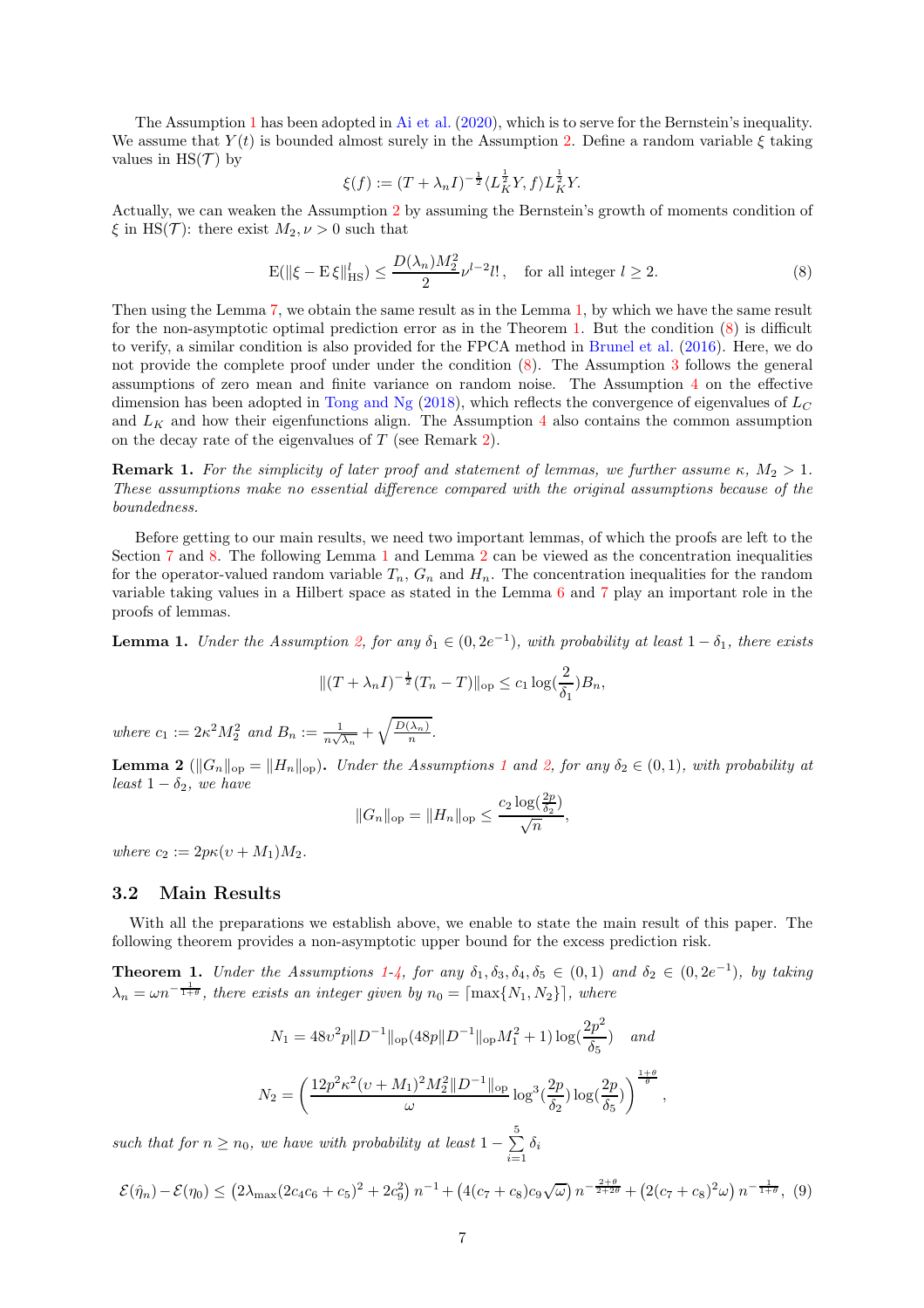The Assumption 1 has been adopted in Ai et al. (2020), which is to serve for the Bernstein's inequality. We assume that $Y(t)$ is bounded almost surely in the Assumption 2. Define a random variable $\xi$ taking values in $\mathrm{HS}(\mathcal{T})$ by

$$\xi(f) := (T + \lambda_n I)^{-\frac{1}{2}} \langle L_K^{\frac{1}{2}} Y, f \rangle L_K^{\frac{1}{2}} Y.$$

Actually, we can weaken the Assumption 2 by assuming the Bernstein's growth of moments condition of $\xi$ in $\mathrm{HS}(\mathcal{T})$: there exist $M_2, \nu > 0$ such that

$$\mathrm{E}(\|\xi - \mathrm{E}\,\xi\|_{\mathrm{HS}}^l) \leq \frac{D(\lambda_n) M_2^2}{2} \nu^{l-2} l!\,, \quad \text{for all integer } l \geq 2. \tag{8}$$

Then using the Lemma 7, we obtain the same result as in the Lemma 1, by which we have the same result for the non-asymptotic optimal prediction error as in the Theorem 1. But the condition (8) is difficult to verify, a similar condition is also provided for the FPCA method in Brunel et al. (2016). Here, we do not provide the complete proof under under the condition (8). The Assumption 3 follows the general assumptions of zero mean and finite variance on random noise. The Assumption 4 on the effective dimension has been adopted in Tong and Ng (2018), which reflects the convergence of eigenvalues of $L_C$ and $L_K$ and how their eigenfunctions align. The Assumption 4 also contains the common assumption on the decay rate of the eigenvalues of $T$ (see Remark 2).

**Remark 1.** *For the simplicity of later proof and statement of lemmas, we further assume $\kappa$, $M_2 > 1$. These assumptions make no essential difference compared with the original assumptions because of the boundedness.*

Before getting to our main results, we need two important lemmas, of which the proofs are left to the Section 7 and 8. The following Lemma 1 and Lemma 2 can be viewed as the concentration inequalities for the operator-valued random variable $T_n$, $G_n$ and $H_n$. The concentration inequalities for the random variable taking values in a Hilbert space as stated in the Lemma 6 and 7 play an important role in the proofs of lemmas.

**Lemma 1.** *Under the Assumption 2, for any $\delta_1 \in (0, 2e^{-1})$, with probability at least $1 - \delta_1$, there exists*

$$\|(T + \lambda_n I)^{-\frac{1}{2}} (T_n - T)\|_{\mathrm{op}} \leq c_1 \log(\frac{2}{\delta_1}) B_n,$$

*where $c_1 := 2\kappa^2 M_2^2$ and $B_n := \frac{1}{n\sqrt{\lambda_n}} + \sqrt{\frac{D(\lambda_n)}{n}}$.*

**Lemma 2** ($\|G_n\|_{\mathrm{op}} = \|H_n\|_{\mathrm{op}}$)**.** *Under the Assumptions 1 and 2, for any $\delta_2 \in (0,1)$, with probability at least $1 - \delta_2$, we have*

$$\|G_n\|_{\mathrm{op}} = \|H_n\|_{\mathrm{op}} \leq \frac{c_2 \log(\frac{2p}{\delta_2})}{\sqrt{n}},$$

*where $c_2 := 2p\kappa(\upsilon + M_1)M_2$.*

## 3.2 Main Results

With all the preparations we establish above, we enable to state the main result of this paper. The following theorem provides a non-asymptotic upper bound for the excess prediction risk.

**Theorem 1.** *Under the Assumptions 1-4, for any $\delta_1, \delta_3, \delta_4, \delta_5 \in (0,1)$ and $\delta_2 \in (0, 2e^{-1})$, by taking $\lambda_n = \omega n^{-\frac{1}{1+\theta}}$, there exists an integer given by $n_0 = \lceil \max\{N_1, N_2\} \rceil$, where*

$$N_1 = 48\upsilon^2 p \|D^{-1}\|_{\mathrm{op}} (48p\|D^{-1}\|_{\mathrm{op}} M_1^2 + 1) \log(\frac{2p^2}{\delta_5}) \quad \text{and}$$

$$N_2 = \left( \frac{12p^2\kappa^2(\upsilon + M_1)^2 M_2^2 \|D^{-1}\|_{\mathrm{op}}}{\omega} \log^3(\frac{2p}{\delta_2}) \log(\frac{2p}{\delta_5}) \right)^{\frac{1+\theta}{\theta}},$$

*such that for $n \geq n_0$, we have with probability at least $1 - \sum_{i=1}^{5} \delta_i$*

$$\mathcal{E}(\hat{\eta}_n) - \mathcal{E}(\eta_0) \leq \left(2\lambda_{\max}(2c_4c_6 + c_5)^2 + 2c_9^2\right) n^{-1} + \left(4(c_7 + c_8)c_9\sqrt{\omega}\right) n^{-\frac{2+\theta}{2+2\theta}} + \left(2(c_7 + c_8)^2 \omega\right) n^{-\frac{1}{1+\theta}}, \tag{9}$$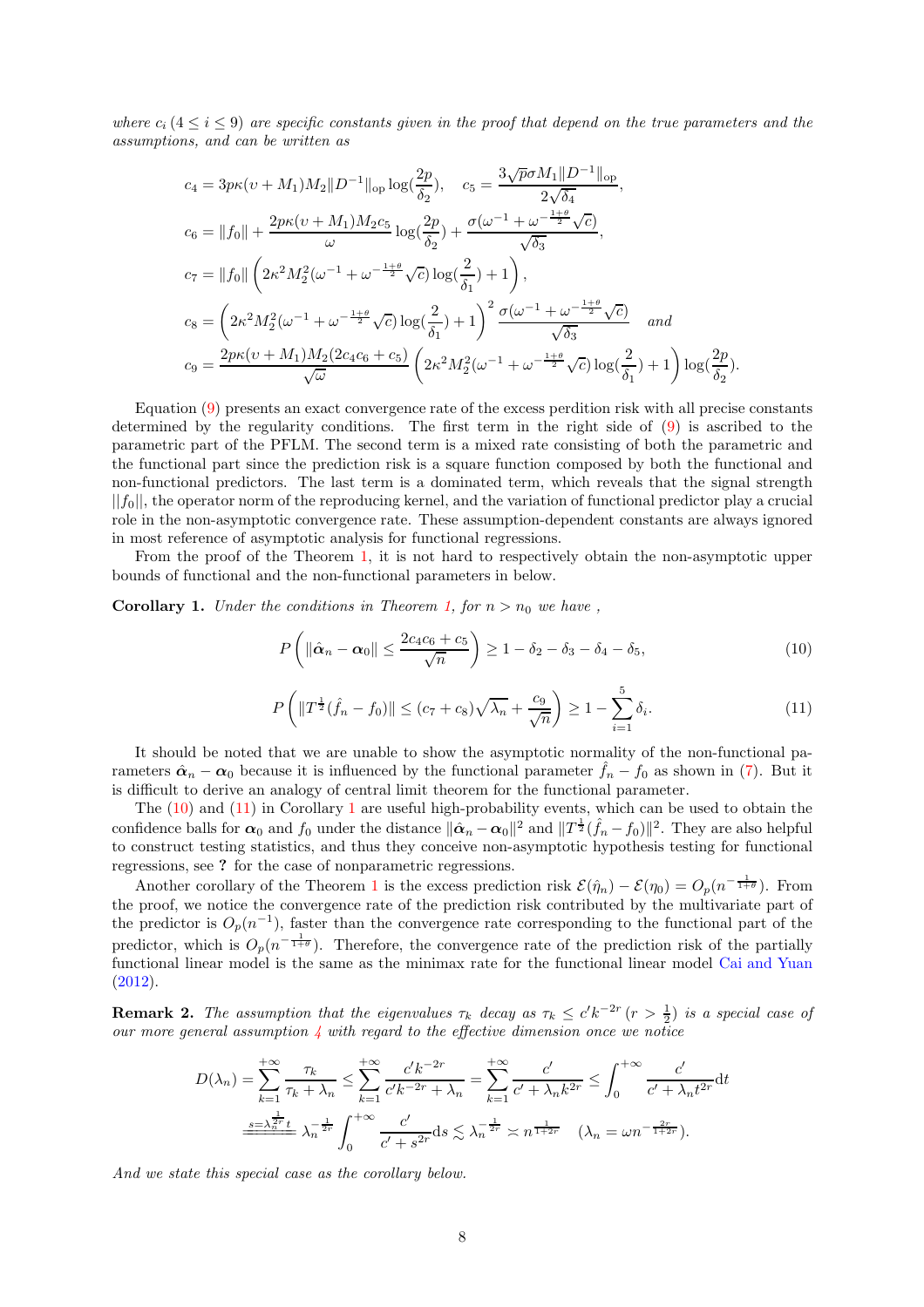*where $c_i\,(4 \le i \le 9)$ are specific constants given in the proof that depend on the true parameters and the assumptions, and can be written as*

$$
c_4 = 3p\kappa(\upsilon + M_1)M_2\|D^{-1}\|_{\mathrm{op}}\log(\frac{2p}{\delta_2}), \quad c_5 = \frac{3\sqrt{p}\sigma M_1\|D^{-1}\|_{\mathrm{op}}}{2\sqrt{\delta_4}},
$$

$$
c_6 = \|f_0\| + \frac{2p\kappa(\upsilon + M_1)M_2 c_5}{\omega}\log(\frac{2p}{\delta_2}) + \frac{\sigma(\omega^{-1} + \omega^{-\frac{1+\theta}{2}}\sqrt{c})}{\sqrt{\delta_3}},
$$

$$
c_7 = \|f_0\|\left(2\kappa^2 M_2^2(\omega^{-1} + \omega^{-\frac{1+\theta}{2}}\sqrt{c})\log(\frac{2}{\delta_1}) + 1\right),
$$

$$
c_8 = \left(2\kappa^2 M_2^2(\omega^{-1} + \omega^{-\frac{1+\theta}{2}}\sqrt{c})\log(\frac{2}{\delta_1}) + 1\right)^2 \frac{\sigma(\omega^{-1} + \omega^{-\frac{1+\theta}{2}}\sqrt{c})}{\sqrt{\delta_3}} \quad \textit{and}
$$

$$
c_9 = \frac{2p\kappa(\upsilon + M_1)M_2(2c_4c_6 + c_5)}{\sqrt{\omega}}\left(2\kappa^2 M_2^2(\omega^{-1} + \omega^{-\frac{1+\theta}{2}}\sqrt{c})\log(\frac{2}{\delta_1}) + 1\right)\log(\frac{2p}{\delta_2}).
$$

Equation (9) presents an exact convergence rate of the excess perdition risk with all precise constants determined by the regularity conditions. The first term in the right side of (9) is ascribed to the parametric part of the PFLM. The second term is a mixed rate consisting of both the parametric and the functional part since the prediction risk is a square function composed by both the functional and non-functional predictors. The last term is a dominated term, which reveals that the signal strength $||f_0||$, the operator norm of the reproducing kernel, and the variation of functional predictor play a crucial role in the non-asymptotic convergence rate. These assumption-dependent constants are always ignored in most reference of asymptotic analysis for functional regressions.

From the proof of the Theorem 1, it is not hard to respectively obtain the non-asymptotic upper bounds of functional and the non-functional parameters in below.

**Corollary 1.** *Under the conditions in Theorem 1, for $n > n_0$ we have ,*

$$
P\left(\|\hat{\boldsymbol{\alpha}}_n - \boldsymbol{\alpha}_0\| \le \frac{2c_4c_6 + c_5}{\sqrt{n}}\right) \ge 1 - \delta_2 - \delta_3 - \delta_4 - \delta_5, \tag{10}
$$

$$
P\left(\|T^{\frac{1}{2}}(\hat{f}_n - f_0)\| \le (c_7 + c_8)\sqrt{\lambda_n} + \frac{c_9}{\sqrt{n}}\right) \ge 1 - \sum_{i=1}^{5}\delta_i. \tag{11}
$$

It should be noted that we are unable to show the asymptotic normality of the non-functional parameters $\hat{\boldsymbol{\alpha}}_n - \boldsymbol{\alpha}_0$ because it is influenced by the functional parameter $\hat{f}_n - f_0$ as shown in (7). But it is difficult to derive an analogy of central limit theorem for the functional parameter.

The (10) and (11) in Corollary 1 are useful high-probability events, which can be used to obtain the confidence balls for $\boldsymbol{\alpha}_0$ and $f_0$ under the distance $\|\hat{\boldsymbol{\alpha}}_n - \boldsymbol{\alpha}_0\|^2$ and $\|T^{\frac{1}{2}}(\hat{f}_n - f_0)\|^2$. They are also helpful to construct testing statistics, and thus they conceive non-asymptotic hypothesis testing for functional regressions, see **?** for the case of nonparametric regressions.

Another corollary of the Theorem 1 is the excess prediction risk $\mathcal{E}(\hat{\eta}_n) - \mathcal{E}(\eta_0) = O_p(n^{-\frac{1}{1+\theta}})$. From the proof, we notice the convergence rate of the prediction risk contributed by the multivariate part of the predictor is $O_p(n^{-1})$, faster than the convergence rate corresponding to the functional part of the predictor, which is $O_p(n^{-\frac{1}{1+\theta}})$. Therefore, the convergence rate of the prediction risk of the partially functional linear model is the same as the minimax rate for the functional linear model Cai and Yuan (2012).

**Remark 2.** *The assumption that the eigenvalues $\tau_k$ decay as $\tau_k \le c'k^{-2r}\,(r > \frac{1}{2})$ is a special case of our more general assumption 4 with regard to the effective dimension once we notice*

$$
\begin{aligned}
D(\lambda_n) &= \sum_{k=1}^{+\infty}\frac{\tau_k}{\tau_k + \lambda_n} \le \sum_{k=1}^{+\infty}\frac{c'k^{-2r}}{c'k^{-2r} + \lambda_n} = \sum_{k=1}^{+\infty}\frac{c'}{c' + \lambda_n k^{2r}} \le \int_0^{+\infty}\frac{c'}{c' + \lambda_n t^{2r}}\mathrm{d}t \\
&\overset{s=\lambda_n^{\frac{1}{2r}}t}{=\!=\!=\!=} \lambda_n^{-\frac{1}{2r}}\int_0^{+\infty}\frac{c'}{c' + s^{2r}}\mathrm{d}s \lesssim \lambda_n^{-\frac{1}{2r}} \asymp n^{\frac{1}{1+2r}} \quad (\lambda_n = \omega n^{-\frac{2r}{1+2r}}).
\end{aligned}
$$

*And we state this special case as the corollary below.*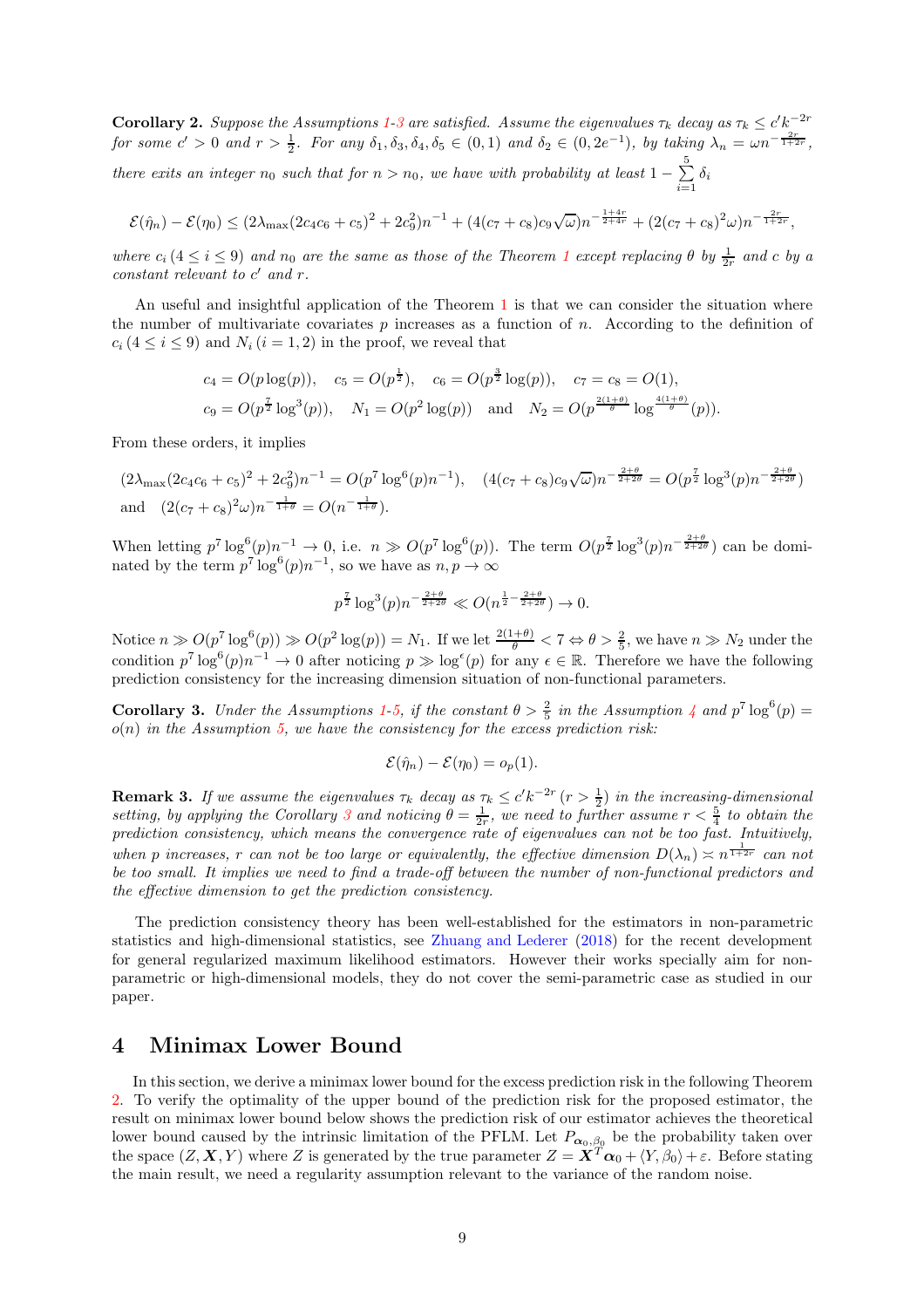**Corollary 2.** *Suppose the Assumptions 1-3 are satisfied. Assume the eigenvalues $\tau_k$ decay as $\tau_k \leq c' k^{-2r}$ for some $c' > 0$ and $r > \frac{1}{2}$. For any $\delta_1, \delta_3, \delta_4, \delta_5 \in (0,1)$ and $\delta_2 \in (0, 2e^{-1})$, by taking $\lambda_n = \omega n^{-\frac{2r}{1+2r}}$, there exits an integer $n_0$ such that for $n > n_0$, we have with probability at least $1 - \sum_{i=1}^{5} \delta_i$*

$$\mathcal{E}(\hat{\eta}_n) - \mathcal{E}(\eta_0) \leq (2\lambda_{\max}(2c_4c_6 + c_5)^2 + 2c_9^2)n^{-1} + (4(c_7 + c_8)c_9\sqrt{\omega})n^{-\frac{1+4r}{2+4r}} + (2(c_7 + c_8)^2\omega)n^{-\frac{2r}{1+2r}},$$

*where $c_i\,(4 \leq i \leq 9)$ and $n_0$ are the same as those of the Theorem 1 except replacing $\theta$ by $\frac{1}{2r}$ and $c$ by a constant relevant to $c'$ and $r$.*

An useful and insightful application of the Theorem 1 is that we can consider the situation where the number of multivariate covariates $p$ increases as a function of $n$. According to the definition of $c_i\,(4 \leq i \leq 9)$ and $N_i\,(i = 1, 2)$ in the proof, we reveal that

$$\begin{aligned}
&c_4 = O(p\log(p)), \quad c_5 = O(p^{\frac{1}{2}}), \quad c_6 = O(p^{\frac{3}{2}}\log(p)), \quad c_7 = c_8 = O(1), \\
&c_9 = O(p^{\frac{7}{2}}\log^3(p)), \quad N_1 = O(p^2\log(p)) \quad \text{and} \quad N_2 = O(p^{\frac{2(1+\theta)}{\theta}}\log^{\frac{4(1+\theta)}{\theta}}(p)).
\end{aligned}$$

From these orders, it implies

$$\begin{aligned}
&(2\lambda_{\max}(2c_4c_6 + c_5)^2 + 2c_9^2)n^{-1} = O(p^7\log^6(p)n^{-1}), \quad (4(c_7 + c_8)c_9\sqrt{\omega})n^{-\frac{2+\theta}{2+2\theta}} = O(p^{\frac{7}{2}}\log^3(p)n^{-\frac{2+\theta}{2+2\theta}}) \\
&\text{and} \quad (2(c_7 + c_8)^2\omega)n^{-\frac{1}{1+\theta}} = O(n^{-\frac{1}{1+\theta}}).
\end{aligned}$$

When letting $p^7\log^6(p)n^{-1} \to 0$, i.e. $n \gg O(p^7\log^6(p))$. The term $O(p^{\frac{7}{2}}\log^3(p)n^{-\frac{2+\theta}{2+2\theta}})$ can be dominated by the term $p^7\log^6(p)n^{-1}$, so we have as $n, p \to \infty$

$$p^{\frac{7}{2}}\log^3(p)n^{-\frac{2+\theta}{2+2\theta}} \ll O(n^{\frac{1}{2} - \frac{2+\theta}{2+2\theta}}) \to 0.$$

Notice $n \gg O(p^7\log^6(p)) \gg O(p^2\log(p)) = N_1$. If we let $\frac{2(1+\theta)}{\theta} < 7 \Leftrightarrow \theta > \frac{2}{5}$, we have $n \gg N_2$ under the condition $p^7\log^6(p)n^{-1} \to 0$ after noticing $p \gg \log^{\epsilon}(p)$ for any $\epsilon \in \mathbb{R}$. Therefore we have the following prediction consistency for the increasing dimension situation of non-functional parameters.

**Corollary 3.** *Under the Assumptions 1-5, if the constant $\theta > \frac{2}{5}$ in the Assumption 4 and $p^7\log^6(p) = o(n)$ in the Assumption 5, we have the consistency for the excess prediction risk:*

$$\mathcal{E}(\hat{\eta}_n) - \mathcal{E}(\eta_0) = o_p(1).$$

**Remark 3.** *If we assume the eigenvalues $\tau_k$ decay as $\tau_k \leq c'k^{-2r}\,(r > \frac{1}{2})$ in the increasing-dimensional setting, by applying the Corollary 3 and noticing $\theta = \frac{1}{2r}$, we need to further assume $r < \frac{5}{4}$ to obtain the prediction consistency, which means the convergence rate of eigenvalues can not be too fast. Intuitively, when $p$ increases, $r$ can not be too large or equivalently, the effective dimension $D(\lambda_n) \asymp n^{\frac{1}{1+2r}}$ can not be too small. It implies we need to find a trade-off between the number of non-functional predictors and the effective dimension to get the prediction consistency.*

The prediction consistency theory has been well-established for the estimators in non-parametric statistics and high-dimensional statistics, see Zhuang and Lederer (2018) for the recent development for general regularized maximum likelihood estimators. However their works specially aim for non-parametric or high-dimensional models, they do not cover the semi-parametric case as studied in our paper.

## 4 Minimax Lower Bound

In this section, we derive a minimax lower bound for the excess prediction risk in the following Theorem 2. To verify the optimality of the upper bound of the prediction risk for the proposed estimator, the result on minimax lower bound below shows the prediction risk of our estimator achieves the theoretical lower bound caused by the intrinsic limitation of the PFLM. Let $P_{\boldsymbol{\alpha}_0, \beta_0}$ be the probability taken over the space $(Z, \boldsymbol{X}, Y)$ where $Z$ is generated by the true parameter $Z = \boldsymbol{X}^T\boldsymbol{\alpha}_0 + \langle Y, \beta_0 \rangle + \varepsilon$. Before stating the main result, we need a regularity assumption relevant to the variance of the random noise.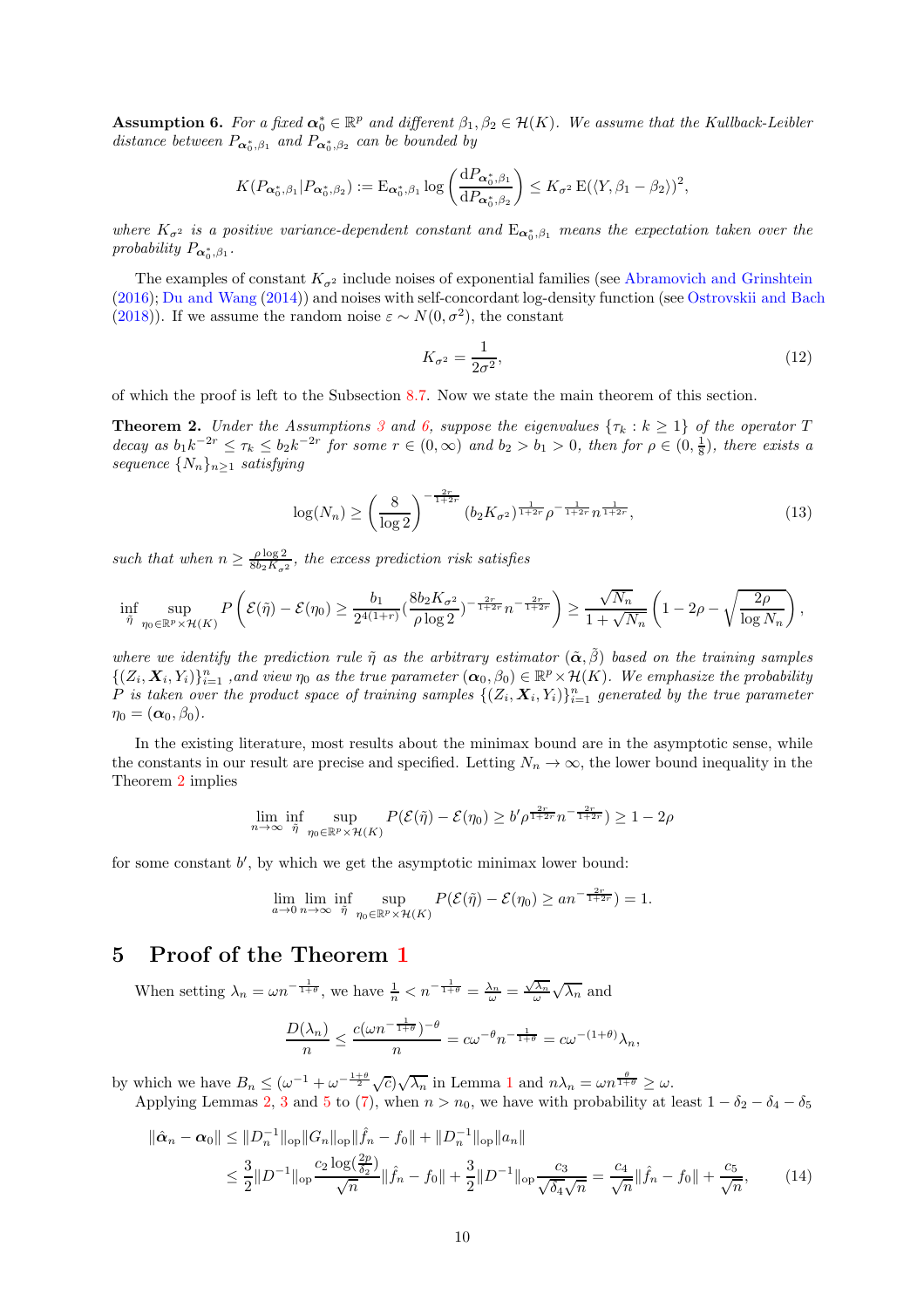**Assumption 6.** *For a fixed $\boldsymbol{\alpha}_0^* \in \mathbb{R}^p$ and different $\beta_1, \beta_2 \in \mathcal{H}(K)$. We assume that the Kullback-Leibler distance between $P_{\boldsymbol{\alpha}_0^*,\beta_1}$ and $P_{\boldsymbol{\alpha}_0^*,\beta_2}$ can be bounded by*

$$K(P_{\boldsymbol{\alpha}_0^*,\beta_1}|P_{\boldsymbol{\alpha}_0^*,\beta_2}) := \mathrm{E}_{\boldsymbol{\alpha}_0^*,\beta_1} \log\left(\frac{\mathrm{d}P_{\boldsymbol{\alpha}_0^*,\beta_1}}{\mathrm{d}P_{\boldsymbol{\alpha}_0^*,\beta_2}}\right) \leq K_{\sigma^2}\, \mathrm{E}(\langle Y, \beta_1 - \beta_2\rangle)^2,$$

*where $K_{\sigma^2}$ is a positive variance-dependent constant and $\mathrm{E}_{\boldsymbol{\alpha}_0^*,\beta_1}$ means the expectation taken over the probability $P_{\boldsymbol{\alpha}_0^*,\beta_1}$.*

The examples of constant $K_{\sigma^2}$ include noises of exponential families (see Abramovich and Grinshtein (2016); Du and Wang (2014)) and noises with self-concordant log-density function (see Ostrovskii and Bach (2018)). If we assume the random noise $\varepsilon \sim N(0, \sigma^2)$, the constant

$$K_{\sigma^2} = \frac{1}{2\sigma^2}, \tag{12}$$

of which the proof is left to the Subsection 8.7. Now we state the main theorem of this section.

**Theorem 2.** *Under the Assumptions 3 and 6, suppose the eigenvalues $\{\tau_k : k \geq 1\}$ of the operator $T$ decay as $b_1 k^{-2r} \leq \tau_k \leq b_2 k^{-2r}$ for some $r \in (0, \infty)$ and $b_2 > b_1 > 0$, then for $\rho \in (0, \frac{1}{8})$, there exists a sequence $\{N_n\}_{n\geq 1}$ satisfying*

$$\log(N_n) \geq \left(\frac{8}{\log 2}\right)^{-\frac{2r}{1+2r}} (b_2 K_{\sigma^2})^{\frac{1}{1+2r}} \rho^{-\frac{1}{1+2r}} n^{\frac{1}{1+2r}}, \tag{13}$$

*such that when $n \geq \frac{\rho \log 2}{8 b_2 K_{\sigma^2}}$, the excess prediction risk satisfies*

$$\inf_{\tilde{\eta}} \sup_{\eta_0 \in \mathbb{R}^p \times \mathcal{H}(K)} P\left(\mathcal{E}(\tilde{\eta}) - \mathcal{E}(\eta_0) \geq \frac{b_1}{2^{4(1+r)}} (\frac{8 b_2 K_{\sigma^2}}{\rho \log 2})^{-\frac{2r}{1+2r}} n^{-\frac{2r}{1+2r}}\right) \geq \frac{\sqrt{N_n}}{1+\sqrt{N_n}}\left(1 - 2\rho - \sqrt{\frac{2\rho}{\log N_n}}\right),$$

*where we identify the prediction rule $\tilde{\eta}$ as the arbitrary estimator $(\tilde{\boldsymbol{\alpha}}, \tilde{\beta})$ based on the training samples $\{(Z_i, \boldsymbol{X}_i, Y_i)\}_{i=1}^n$ ,and view $\eta_0$ as the true parameter $(\boldsymbol{\alpha}_0, \beta_0) \in \mathbb{R}^p \times \mathcal{H}(K)$. We emphasize the probability $P$ is taken over the product space of training samples $\{(Z_i, \boldsymbol{X}_i, Y_i)\}_{i=1}^n$ generated by the true parameter $\eta_0 = (\boldsymbol{\alpha}_0, \beta_0)$.*

In the existing literature, most results about the minimax bound are in the asymptotic sense, while the constants in our result are precise and specified. Letting $N_n \to \infty$, the lower bound inequality in the Theorem 2 implies

$$\lim_{n\to\infty} \inf_{\tilde{\eta}} \sup_{\eta_0 \in \mathbb{R}^p \times \mathcal{H}(K)} P(\mathcal{E}(\tilde{\eta}) - \mathcal{E}(\eta_0) \geq b' \rho^{\frac{2r}{1+2r}} n^{-\frac{2r}{1+2r}}) \geq 1 - 2\rho$$

for some constant $b'$, by which we get the asymptotic minimax lower bound:

$$\lim_{a\to 0} \lim_{n\to\infty} \inf_{\tilde{\eta}} \sup_{\eta_0 \in \mathbb{R}^p \times \mathcal{H}(K)} P(\mathcal{E}(\tilde{\eta}) - \mathcal{E}(\eta_0) \geq a n^{-\frac{2r}{1+2r}}) = 1.$$

# 5 Proof of the Theorem 1

When setting $\lambda_n = \omega n^{-\frac{1}{1+\theta}}$, we have $\frac{1}{n} < n^{-\frac{1}{1+\theta}} = \frac{\lambda_n}{\omega} = \frac{\sqrt{\lambda_n}}{\omega}\sqrt{\lambda_n}$ and

$$\frac{D(\lambda_n)}{n} \leq \frac{c(\omega n^{-\frac{1}{1+\theta}})^{-\theta}}{n} = c\omega^{-\theta} n^{-\frac{1}{1+\theta}} = c\omega^{-(1+\theta)}\lambda_n,$$

by which we have $B_n \leq (\omega^{-1} + \omega^{-\frac{1+\theta}{2}}\sqrt{c})\sqrt{\lambda_n}$ in Lemma 1 and $n\lambda_n = \omega n^{\frac{\theta}{1+\theta}} \geq \omega$.

Applying Lemmas 2, 3 and 5 to (7), when $n > n_0$, we have with probability at least $1 - \delta_2 - \delta_4 - \delta_5$

$$\begin{aligned}
\|\hat{\boldsymbol{\alpha}}_n - \boldsymbol{\alpha}_0\| &\leq \|D_n^{-1}\|_{\mathrm{op}} \|G_n\|_{\mathrm{op}} \|\hat{f}_n - f_0\| + \|D_n^{-1}\|_{\mathrm{op}} \|a_n\| \\
&\leq \frac{3}{2}\|D^{-1}\|_{\mathrm{op}} \frac{c_2 \log(\frac{2p}{\delta_2})}{\sqrt{n}} \|\hat{f}_n - f_0\| + \frac{3}{2}\|D^{-1}\|_{\mathrm{op}} \frac{c_3}{\sqrt{\delta_4}\sqrt{n}} = \frac{c_4}{\sqrt{n}}\|\hat{f}_n - f_0\| + \frac{c_5}{\sqrt{n}},
\end{aligned} \tag{14}$$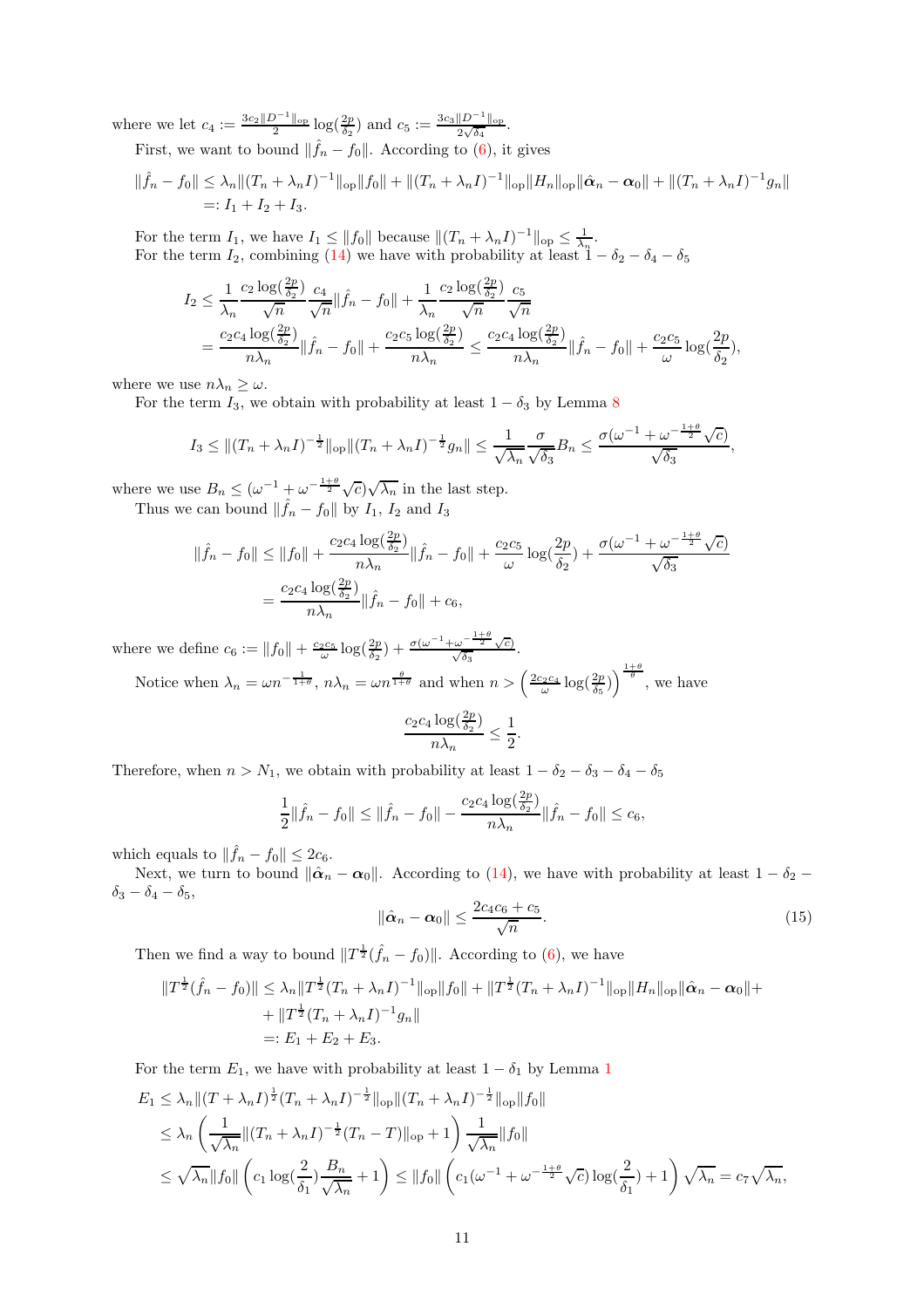where we let $c_4 := \frac{3c_2\|D^{-1}\|_{\mathrm{op}}}{2}\log(\frac{2p}{\delta_2})$ and $c_5 := \frac{3c_3\|D^{-1}\|_{\mathrm{op}}}{2\sqrt{\delta_4}}$.

First, we want to bound $\|\hat{f}_n - f_0\|$. According to (6), it gives

$$
\begin{aligned}
\|\hat{f}_n - f_0\| &\leq \lambda_n\|(T_n+\lambda_n I)^{-1}\|_{\mathrm{op}}\|f_0\| + \|(T_n+\lambda_n I)^{-1}\|_{\mathrm{op}}\|H_n\|_{\mathrm{op}}\|\hat{\boldsymbol{\alpha}}_n - \boldsymbol{\alpha}_0\| + \|(T_n+\lambda_n I)^{-1}g_n\| \\
&=: I_1 + I_2 + I_3.
\end{aligned}
$$

For the term $I_1$, we have $I_1 \leq \|f_0\|$ because $\|(T_n+\lambda_n I)^{-1}\|_{\mathrm{op}} \leq \frac{1}{\lambda_n}$.

For the term $I_2$, combining (14) we have with probability at least $1-\delta_2-\delta_4-\delta_5$

$$
\begin{aligned}
I_2 &\leq \frac{1}{\lambda_n}\frac{c_2\log(\frac{2p}{\delta_2})}{\sqrt{n}}\frac{c_4}{\sqrt{n}}\|\hat{f}_n - f_0\| + \frac{1}{\lambda_n}\frac{c_2\log(\frac{2p}{\delta_2})}{\sqrt{n}}\frac{c_5}{\sqrt{n}} \\
&= \frac{c_2c_4\log(\frac{2p}{\delta_2})}{n\lambda_n}\|\hat{f}_n - f_0\| + \frac{c_2c_5\log(\frac{2p}{\delta_2})}{n\lambda_n} \leq \frac{c_2c_4\log(\frac{2p}{\delta_2})}{n\lambda_n}\|\hat{f}_n - f_0\| + \frac{c_2c_5}{\omega}\log(\frac{2p}{\delta_2}),
\end{aligned}
$$

where we use $n\lambda_n \geq \omega$.

For the term $I_3$, we obtain with probability at least $1-\delta_3$ by Lemma 8

$$
I_3 \leq \|(T_n+\lambda_n I)^{-\frac{1}{2}}\|_{\mathrm{op}}\|(T_n+\lambda_n I)^{-\frac{1}{2}}g_n\| \leq \frac{1}{\sqrt{\lambda_n}}\frac{\sigma}{\sqrt{\delta_3}}B_n \leq \frac{\sigma(\omega^{-1}+\omega^{-\frac{1+\theta}{2}}\sqrt{c})}{\sqrt{\delta_3}},
$$

where we use $B_n \leq (\omega^{-1}+\omega^{-\frac{1+\theta}{2}}\sqrt{c})\sqrt{\lambda_n}$ in the last step.

Thus we can bound $\|\hat{f}_n - f_0\|$ by $I_1$, $I_2$ and $I_3$

$$
\begin{aligned}
\|\hat{f}_n - f_0\| &\leq \|f_0\| + \frac{c_2c_4\log(\frac{2p}{\delta_2})}{n\lambda_n}\|\hat{f}_n - f_0\| + \frac{c_2c_5}{\omega}\log(\frac{2p}{\delta_2}) + \frac{\sigma(\omega^{-1}+\omega^{-\frac{1+\theta}{2}}\sqrt{c})}{\sqrt{\delta_3}} \\
&= \frac{c_2c_4\log(\frac{2p}{\delta_2})}{n\lambda_n}\|\hat{f}_n - f_0\| + c_6,
\end{aligned}
$$

where we define $c_6 := \|f_0\| + \frac{c_2c_5}{\omega}\log(\frac{2p}{\delta_2}) + \frac{\sigma(\omega^{-1}+\omega^{-\frac{1+\theta}{2}}\sqrt{c})}{\sqrt{\delta_3}}$.

Notice when $\lambda_n = \omega n^{-\frac{1}{1+\theta}}$, $n\lambda_n = \omega n^{\frac{\theta}{1+\theta}}$ and when $n > \left(\frac{2c_2c_4}{\omega}\log(\frac{2p}{\delta_5})\right)^{\frac{1+\theta}{\theta}}$, we have

$$
\frac{c_2c_4\log(\frac{2p}{\delta_2})}{n\lambda_n} \leq \frac{1}{2}.
$$

Therefore, when $n > N_1$, we obtain with probability at least $1-\delta_2-\delta_3-\delta_4-\delta_5$

$$
\frac{1}{2}\|\hat{f}_n - f_0\| \leq \|\hat{f}_n - f_0\| - \frac{c_2c_4\log(\frac{2p}{\delta_2})}{n\lambda_n}\|\hat{f}_n - f_0\| \leq c_6,
$$

which equals to $\|\hat{f}_n - f_0\| \leq 2c_6$.

Next, we turn to bound $\|\hat{\boldsymbol{\alpha}}_n - \boldsymbol{\alpha}_0\|$. According to (14), we have with probability at least $1-\delta_2-\delta_3-\delta_4-\delta_5$,

$$
\|\hat{\boldsymbol{\alpha}}_n - \boldsymbol{\alpha}_0\| \leq \frac{2c_4c_6+c_5}{\sqrt{n}}. \tag{15}
$$

Then we find a way to bound $\|T^{\frac{1}{2}}(\hat{f}_n - f_0)\|$. According to (6), we have

$$
\begin{aligned}
\|T^{\frac{1}{2}}(\hat{f}_n - f_0)\| &\leq \lambda_n\|T^{\frac{1}{2}}(T_n+\lambda_n I)^{-1}\|_{\mathrm{op}}\|f_0\| + \|T^{\frac{1}{2}}(T_n+\lambda_n I)^{-1}\|_{\mathrm{op}}\|H_n\|_{\mathrm{op}}\|\hat{\boldsymbol{\alpha}}_n - \boldsymbol{\alpha}_0\| + \\
&\quad + \|T^{\frac{1}{2}}(T_n+\lambda_n I)^{-1}g_n\| \\
&=: E_1 + E_2 + E_3.
\end{aligned}
$$

For the term $E_1$, we have with probability at least $1-\delta_1$ by Lemma 1

$$
\begin{aligned}
E_1 &\leq \lambda_n\|(T+\lambda_n I)^{\frac{1}{2}}(T_n+\lambda_n I)^{-\frac{1}{2}}\|_{\mathrm{op}}\|(T_n+\lambda_n I)^{-\frac{1}{2}}\|_{\mathrm{op}}\|f_0\| \\
&\leq \lambda_n\left(\frac{1}{\sqrt{\lambda_n}}\|(T_n+\lambda_n I)^{-\frac{1}{2}}(T_n - T)\|_{\mathrm{op}} + 1\right)\frac{1}{\sqrt{\lambda_n}}\|f_0\| \\
&\leq \sqrt{\lambda_n}\|f_0\|\left(c_1\log(\frac{2}{\delta_1})\frac{B_n}{\sqrt{\lambda_n}} + 1\right) \leq \|f_0\|\left(c_1(\omega^{-1}+\omega^{-\frac{1+\theta}{2}}\sqrt{c})\log(\frac{2}{\delta_1}) + 1\right)\sqrt{\lambda_n} = c_7\sqrt{\lambda_n},
\end{aligned}
$$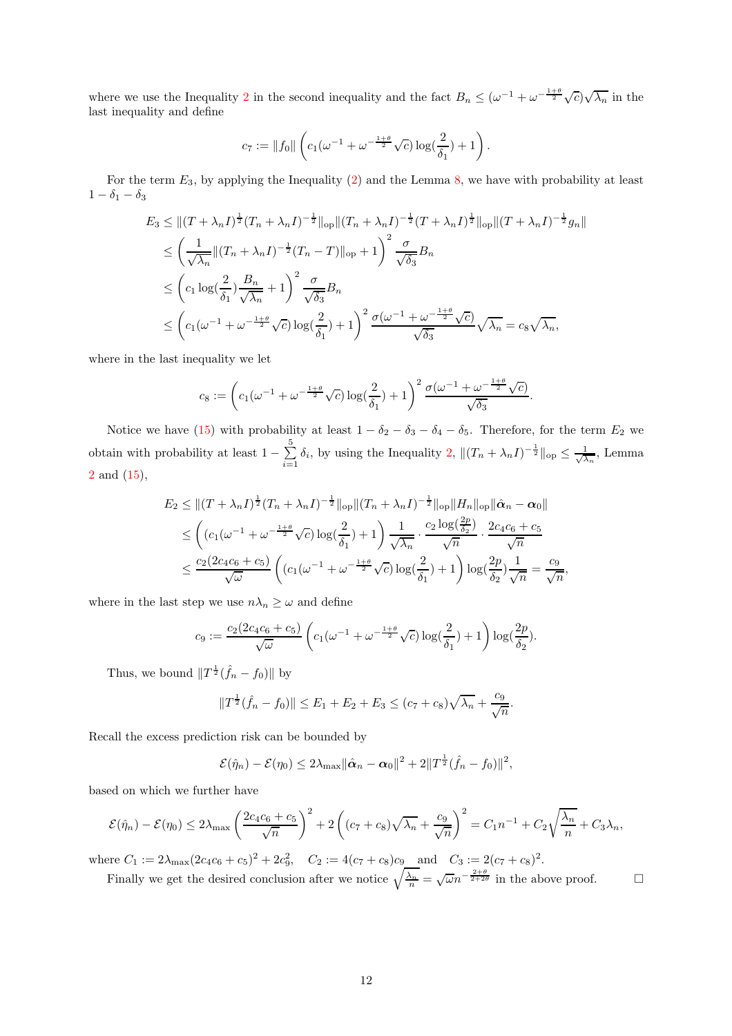where we use the Inequality 2 in the second inequality and the fact $B_n \le (\omega^{-1} + \omega^{-\frac{1+\theta}{2}}\sqrt{c})\sqrt{\lambda_n}$ in the last inequality and define

$$c_7 := \|f_0\| \left( c_1(\omega^{-1} + \omega^{-\frac{1+\theta}{2}}\sqrt{c}) \log(\frac{2}{\delta_1}) + 1 \right).$$

For the term $E_3$, by applying the Inequality (2) and the Lemma 8, we have with probability at least $1 - \delta_1 - \delta_3$

$$\begin{aligned}
E_3 &\le \|(T + \lambda_n I)^{\frac{1}{2}} (T_n + \lambda_n I)^{-\frac{1}{2}}\|_{\text{op}} \|(T_n + \lambda_n I)^{-\frac{1}{2}} (T + \lambda_n I)^{\frac{1}{2}}\|_{\text{op}} \|(T + \lambda_n I)^{-\frac{1}{2}} g_n\| \\
&\le \left( \frac{1}{\sqrt{\lambda_n}} \|(T_n + \lambda_n I)^{-\frac{1}{2}} (T_n - T)\|_{\text{op}} + 1 \right)^2 \frac{\sigma}{\sqrt{\delta_3}} B_n \\
&\le \left( c_1 \log(\frac{2}{\delta_1}) \frac{B_n}{\sqrt{\lambda_n}} + 1 \right)^2 \frac{\sigma}{\sqrt{\delta_3}} B_n \\
&\le \left( c_1(\omega^{-1} + \omega^{-\frac{1+\theta}{2}}\sqrt{c}) \log(\frac{2}{\delta_1}) + 1 \right)^2 \frac{\sigma(\omega^{-1} + \omega^{-\frac{1+\theta}{2}}\sqrt{c})}{\sqrt{\delta_3}} \sqrt{\lambda_n} = c_8 \sqrt{\lambda_n},
\end{aligned}$$

where in the last inequality we let

$$c_8 := \left( c_1(\omega^{-1} + \omega^{-\frac{1+\theta}{2}}\sqrt{c}) \log(\frac{2}{\delta_1}) + 1 \right)^2 \frac{\sigma(\omega^{-1} + \omega^{-\frac{1+\theta}{2}}\sqrt{c})}{\sqrt{\delta_3}}.$$

Notice we have (15) with probability at least $1 - \delta_2 - \delta_3 - \delta_4 - \delta_5$. Therefore, for the term $E_2$ we obtain with probability at least $1 - \sum_{i=1}^{5} \delta_i$, by using the Inequality 2, $\|(T_n + \lambda_n I)^{-\frac{1}{2}}\|_{\text{op}} \le \frac{1}{\sqrt{\lambda_n}}$, Lemma 2 and (15),

$$\begin{aligned}
E_2 &\le \|(T + \lambda_n I)^{\frac{1}{2}} (T_n + \lambda_n I)^{-\frac{1}{2}}\|_{\text{op}} \|(T_n + \lambda_n I)^{-\frac{1}{2}}\|_{\text{op}} \|H_n\|_{\text{op}} \|\hat{\boldsymbol{\alpha}}_n - \boldsymbol{\alpha}_0\| \\
&\le \left( (c_1(\omega^{-1} + \omega^{-\frac{1+\theta}{2}}\sqrt{c}) \log(\frac{2}{\delta_1}) + 1 \right) \frac{1}{\sqrt{\lambda_n}} \cdot \frac{c_2 \log(\frac{2p}{\delta_2})}{\sqrt{n}} \cdot \frac{2c_4 c_6 + c_5}{\sqrt{n}} \\
&\le \frac{c_2(2c_4 c_6 + c_5)}{\sqrt{\omega}} \left( (c_1(\omega^{-1} + \omega^{-\frac{1+\theta}{2}}\sqrt{c}) \log(\frac{2}{\delta_1}) + 1 \right) \log(\frac{2p}{\delta_2}) \frac{1}{\sqrt{n}} = \frac{c_9}{\sqrt{n}},
\end{aligned}$$

where in the last step we use $n\lambda_n \ge \omega$ and define

$$c_9 := \frac{c_2(2c_4 c_6 + c_5)}{\sqrt{\omega}} \left( c_1(\omega^{-1} + \omega^{-\frac{1+\theta}{2}}\sqrt{c}) \log(\frac{2}{\delta_1}) + 1 \right) \log(\frac{2p}{\delta_2}).$$

Thus, we bound $\|T^{\frac{1}{2}}(\hat{f}_n - f_0)\|$ by

$$\|T^{\frac{1}{2}}(\hat{f}_n - f_0)\| \le E_1 + E_2 + E_3 \le (c_7 + c_8)\sqrt{\lambda_n} + \frac{c_9}{\sqrt{n}}.$$

Recall the excess prediction risk can be bounded by

$$\mathcal{E}(\hat{\eta}_n) - \mathcal{E}(\eta_0) \le 2\lambda_{\max} \|\hat{\boldsymbol{\alpha}}_n - \boldsymbol{\alpha}_0\|^2 + 2\|T^{\frac{1}{2}}(\hat{f}_n - f_0)\|^2,$$

based on which we further have

$$\mathcal{E}(\hat{\eta}_n) - \mathcal{E}(\eta_0) \le 2\lambda_{\max} \left( \frac{2c_4 c_6 + c_5}{\sqrt{n}} \right)^2 + 2\left( (c_7 + c_8)\sqrt{\lambda_n} + \frac{c_9}{\sqrt{n}} \right)^2 = C_1 n^{-1} + C_2 \sqrt{\frac{\lambda_n}{n}} + C_3 \lambda_n,$$

where $C_1 := 2\lambda_{\max}(2c_4 c_6 + c_5)^2 + 2c_9^2$, $\quad C_2 := 4(c_7 + c_8)c_9 \quad$ and $\quad C_3 := 2(c_7 + c_8)^2$.

Finally we get the desired conclusion after we notice $\sqrt{\frac{\lambda_n}{n}} = \sqrt{\omega} n^{-\frac{2+\theta}{2+2\theta}}$ in the above proof. $\square$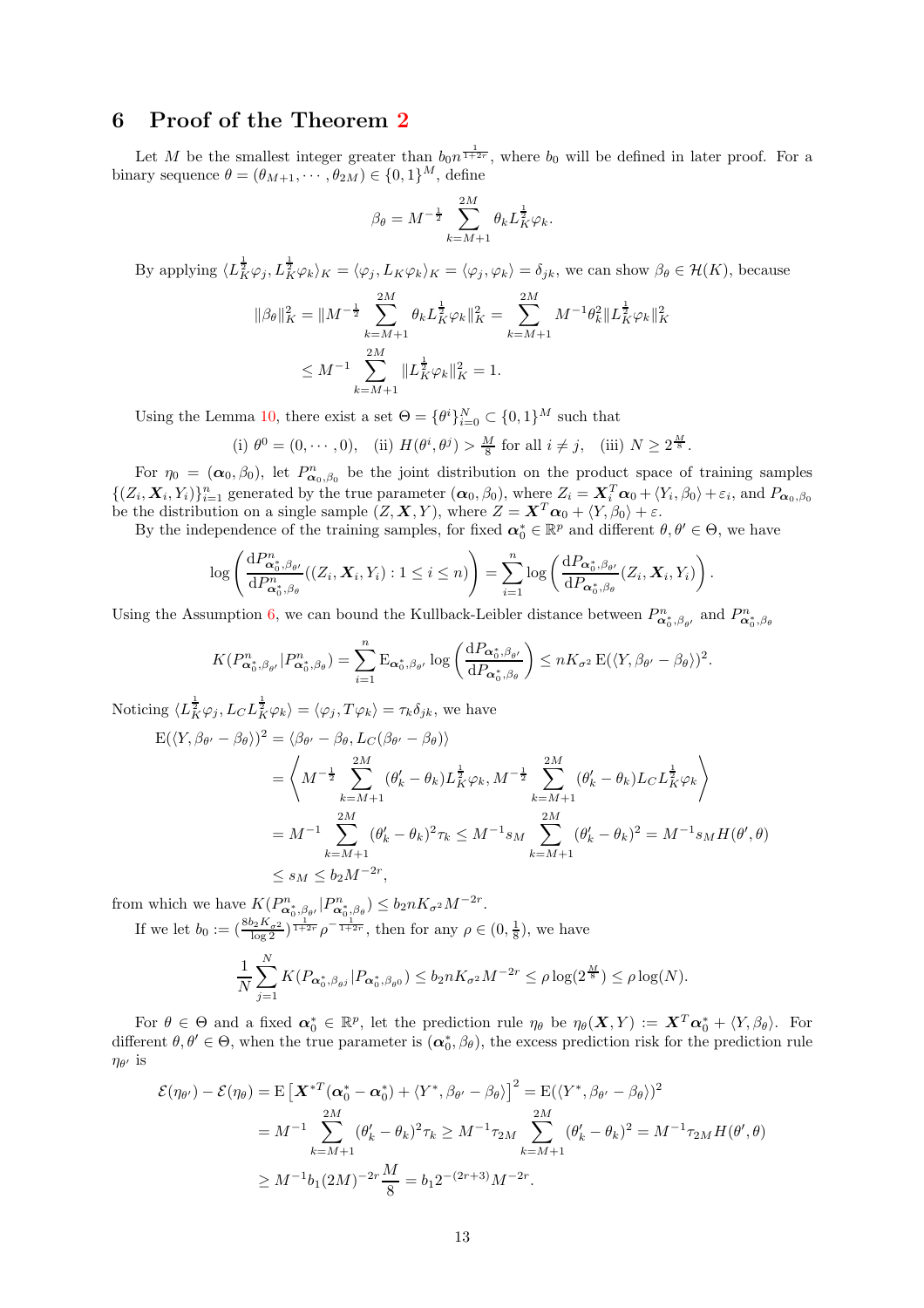# 6 Proof of the Theorem 2

Let $M$ be the smallest integer greater than $b_0 n^{\frac{1}{1+2r}}$, where $b_0$ will be defined in later proof. For a binary sequence $\theta = (\theta_{M+1}, \cdots, \theta_{2M}) \in \{0,1\}^M$, define

$$\beta_\theta = M^{-\frac{1}{2}} \sum_{k=M+1}^{2M} \theta_k L_K^{\frac{1}{2}} \varphi_k.$$

By applying $\langle L_K^{\frac{1}{2}} \varphi_j, L_K^{\frac{1}{2}} \varphi_k \rangle_K = \langle \varphi_j, L_K \varphi_k \rangle_K = \langle \varphi_j, \varphi_k \rangle = \delta_{jk}$, we can show $\beta_\theta \in \mathcal{H}(K)$, because

$$\begin{aligned}
\|\beta_\theta\|_K^2 = \|M^{-\frac{1}{2}} \sum_{k=M+1}^{2M} \theta_k L_K^{\frac{1}{2}} \varphi_k\|_K^2 &= \sum_{k=M+1}^{2M} M^{-1} \theta_k^2 \|L_K^{\frac{1}{2}} \varphi_k\|_K^2 \\
&\leq M^{-1} \sum_{k=M+1}^{2M} \|L_K^{\frac{1}{2}} \varphi_k\|_K^2 = 1.
\end{aligned}$$

Using the Lemma 10, there exist a set $\Theta = \{\theta^i\}_{i=0}^N \subset \{0,1\}^M$ such that

$$\text{(i) } \theta^0 = (0, \cdots, 0), \quad \text{(ii) } H(\theta^i, \theta^j) > \frac{M}{8} \text{ for all } i \neq j, \quad \text{(iii) } N \geq 2^{\frac{M}{8}}.$$

For $\eta_0 = (\boldsymbol{\alpha}_0, \beta_0)$, let $P^n_{\boldsymbol{\alpha}_0, \beta_0}$ be the joint distribution on the product space of training samples $\{(Z_i, \boldsymbol{X}_i, Y_i)\}_{i=1}^n$ generated by the true parameter $(\boldsymbol{\alpha}_0, \beta_0)$, where $Z_i = \boldsymbol{X}_i^T \boldsymbol{\alpha}_0 + \langle Y_i, \beta_0 \rangle + \varepsilon_i$, and $P_{\boldsymbol{\alpha}_0, \beta_0}$ be the distribution on a single sample $(Z, \boldsymbol{X}, Y)$, where $Z = \boldsymbol{X}^T \boldsymbol{\alpha}_0 + \langle Y, \beta_0 \rangle + \varepsilon$.

By the independence of the training samples, for fixed $\boldsymbol{\alpha}_0^* \in \mathbb{R}^p$ and different $\theta, \theta' \in \Theta$, we have

$$\log \left( \frac{\mathrm{d}P^n_{\boldsymbol{\alpha}_0^*, \beta_{\theta'}}}{\mathrm{d}P^n_{\boldsymbol{\alpha}_0^*, \beta_\theta}} ((Z_i, \boldsymbol{X}_i, Y_i) : 1 \leq i \leq n) \right) = \sum_{i=1}^n \log \left( \frac{\mathrm{d}P_{\boldsymbol{\alpha}_0^*, \beta_{\theta'}}}{\mathrm{d}P_{\boldsymbol{\alpha}_0^*, \beta_\theta}} (Z_i, \boldsymbol{X}_i, Y_i) \right).$$

Using the Assumption 6, we can bound the Kullback-Leibler distance between $P^n_{\boldsymbol{\alpha}_0^*, \beta_{\theta'}}$ and $P^n_{\boldsymbol{\alpha}_0^*, \beta_\theta}$

$$K(P^n_{\boldsymbol{\alpha}_0^*, \beta_{\theta'}} | P^n_{\boldsymbol{\alpha}_0^*, \beta_\theta}) = \sum_{i=1}^n \mathrm{E}_{\boldsymbol{\alpha}_0^*, \beta_{\theta'}} \log \left( \frac{\mathrm{d}P_{\boldsymbol{\alpha}_0^*, \beta_{\theta'}}}{\mathrm{d}P_{\boldsymbol{\alpha}_0^*, \beta_\theta}} \right) \leq n K_{\sigma^2} \mathrm{E}(\langle Y, \beta_{\theta'} - \beta_\theta \rangle)^2.$$

Noticing $\langle L_K^{\frac{1}{2}} \varphi_j, L_C L_K^{\frac{1}{2}} \varphi_k \rangle = \langle \varphi_j, T \varphi_k \rangle = \tau_k \delta_{jk}$, we have

$$\begin{aligned}
\mathrm{E}(\langle Y, \beta_{\theta'} - \beta_\theta \rangle)^2 &= \langle \beta_{\theta'} - \beta_\theta, L_C(\beta_{\theta'} - \beta_\theta) \rangle \\
&= \left\langle M^{-\frac{1}{2}} \sum_{k=M+1}^{2M} (\theta'_k - \theta_k) L_K^{\frac{1}{2}} \varphi_k, M^{-\frac{1}{2}} \sum_{k=M+1}^{2M} (\theta'_k - \theta_k) L_C L_K^{\frac{1}{2}} \varphi_k \right\rangle \\
&= M^{-1} \sum_{k=M+1}^{2M} (\theta'_k - \theta_k)^2 \tau_k \leq M^{-1} s_M \sum_{k=M+1}^{2M} (\theta'_k - \theta_k)^2 = M^{-1} s_M H(\theta', \theta) \\
&\leq s_M \leq b_2 M^{-2r},
\end{aligned}$$

from which we have $K(P^n_{\boldsymbol{\alpha}_0^*, \beta_{\theta'}} | P^n_{\boldsymbol{\alpha}_0^*, \beta_\theta}) \leq b_2 n K_{\sigma^2} M^{-2r}$.

If we let $b_0 := (\frac{8 b_2 K_{\sigma^2}}{\log 2})^{\frac{1}{1+2r}} \rho^{-\frac{1}{1+2r}}$, then for any $\rho \in (0, \frac{1}{8})$, we have

$$\frac{1}{N} \sum_{j=1}^N K(P_{\boldsymbol{\alpha}_0^*, \beta_{\theta^j}} | P_{\boldsymbol{\alpha}_0^*, \beta_{\theta^0}}) \leq b_2 n K_{\sigma^2} M^{-2r} \leq \rho \log(2^{\frac{M}{8}}) \leq \rho \log(N).$$

For $\theta \in \Theta$ and a fixed $\boldsymbol{\alpha}_0^* \in \mathbb{R}^p$, let the prediction rule $\eta_\theta$ be $\eta_\theta(\boldsymbol{X}, Y) := \boldsymbol{X}^T \boldsymbol{\alpha}_0^* + \langle Y, \beta_\theta \rangle$. For different $\theta, \theta' \in \Theta$, when the true parameter is $(\boldsymbol{\alpha}_0^*, \beta_\theta)$, the excess prediction risk for the prediction rule $\eta_{\theta'}$ is

$$\begin{aligned}
\mathcal{E}(\eta_{\theta'}) - \mathcal{E}(\eta_\theta) &= \mathrm{E}\left[\boldsymbol{X}^{*T}(\boldsymbol{\alpha}_0^* - \boldsymbol{\alpha}_0^*) + \langle Y^*, \beta_{\theta'} - \beta_\theta \rangle\right]^2 = \mathrm{E}(\langle Y^*, \beta_{\theta'} - \beta_\theta \rangle)^2 \\
&= M^{-1} \sum_{k=M+1}^{2M} (\theta'_k - \theta_k)^2 \tau_k \geq M^{-1} \tau_{2M} \sum_{k=M+1}^{2M} (\theta'_k - \theta_k)^2 = M^{-1} \tau_{2M} H(\theta', \theta) \\
&\geq M^{-1} b_1 (2M)^{-2r} \frac{M}{8} = b_1 2^{-(2r+3)} M^{-2r}.
\end{aligned}$$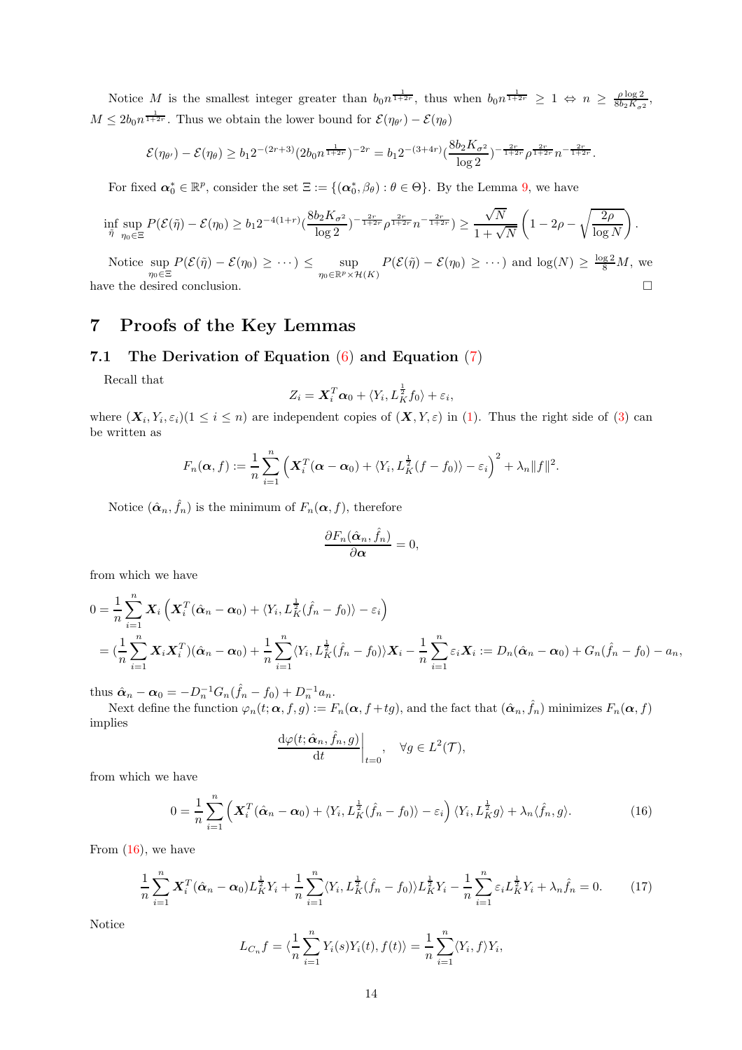Notice $M$ is the smallest integer greater than $b_0 n^{\frac{1}{1+2r}}$, thus when $b_0 n^{\frac{1}{1+2r}} \geq 1 \Leftrightarrow n \geq \frac{\rho \log 2}{8 b_2 K_{\sigma^2}}$, $M \leq 2 b_0 n^{\frac{1}{1+2r}}$. Thus we obtain the lower bound for $\mathcal{E}(\eta_{\theta'}) - \mathcal{E}(\eta_\theta)$

$$
\mathcal{E}(\eta_{\theta'}) - \mathcal{E}(\eta_\theta) \geq b_1 2^{-(2r+3)} (2 b_0 n^{\frac{1}{1+2r}})^{-2r} = b_1 2^{-(3+4r)} (\frac{8 b_2 K_{\sigma^2}}{\log 2})^{-\frac{2r}{1+2r}} \rho^{\frac{2r}{1+2r}} n^{-\frac{2r}{1+2r}}.
$$

For fixed $\boldsymbol{\alpha}_0^* \in \mathbb{R}^p$, consider the set $\Xi := \{(\boldsymbol{\alpha}_0^*, \beta_\theta) : \theta \in \Theta\}$. By the Lemma 9, we have

$$
\inf_{\tilde{\eta}} \sup_{\eta_0 \in \Xi} P(\mathcal{E}(\tilde{\eta}) - \mathcal{E}(\eta_0) \geq b_1 2^{-4(1+r)} (\frac{8 b_2 K_{\sigma^2}}{\log 2})^{-\frac{2r}{1+2r}} \rho^{\frac{2r}{1+2r}} n^{-\frac{2r}{1+2r}}) \geq \frac{\sqrt{N}}{1+\sqrt{N}} \left(1 - 2\rho - \sqrt{\frac{2\rho}{\log N}}\right).
$$

Notice $\sup_{\eta_0 \in \Xi} P(\mathcal{E}(\tilde{\eta}) - \mathcal{E}(\eta_0) \geq \cdots) \leq \sup_{\eta_0 \in \mathbb{R}^p \times \mathcal{H}(K)} P(\mathcal{E}(\tilde{\eta}) - \mathcal{E}(\eta_0) \geq \cdots)$ and $\log(N) \geq \frac{\log 2}{8} M$, we have the desired conclusion. □

# 7 Proofs of the Key Lemmas

## 7.1 The Derivation of Equation (6) and Equation (7)

Recall that

$$
Z_i = \boldsymbol{X}_i^T \boldsymbol{\alpha}_0 + \langle Y_i, L_K^{\frac{1}{2}} f_0 \rangle + \varepsilon_i,
$$

where $(\boldsymbol{X}_i, Y_i, \varepsilon_i)(1 \leq i \leq n)$ are independent copies of $(\boldsymbol{X}, Y, \varepsilon)$ in (1). Thus the right side of (3) can be written as

$$
F_n(\boldsymbol{\alpha}, f) := \frac{1}{n} \sum_{i=1}^{n} \left( \boldsymbol{X}_i^T (\boldsymbol{\alpha} - \boldsymbol{\alpha}_0) + \langle Y_i, L_K^{\frac{1}{2}} (f - f_0) \rangle - \varepsilon_i \right)^2 + \lambda_n \|f\|^2.
$$

Notice $(\hat{\boldsymbol{\alpha}}_n, \hat{f}_n)$ is the minimum of $F_n(\boldsymbol{\alpha}, f)$, therefore

$$
\frac{\partial F_n(\hat{\boldsymbol{\alpha}}_n, \hat{f}_n)}{\partial \boldsymbol{\alpha}} = 0,
$$

from which we have

$$
\begin{aligned}
0 &= \frac{1}{n} \sum_{i=1}^{n} \boldsymbol{X}_i \left( \boldsymbol{X}_i^T (\hat{\boldsymbol{\alpha}}_n - \boldsymbol{\alpha}_0) + \langle Y_i, L_K^{\frac{1}{2}} (\hat{f}_n - f_0) \rangle - \varepsilon_i \right) \\
&= (\frac{1}{n} \sum_{i=1}^{n} \boldsymbol{X}_i \boldsymbol{X}_i^T)(\hat{\boldsymbol{\alpha}}_n - \boldsymbol{\alpha}_0) + \frac{1}{n} \sum_{i=1}^{n} \langle Y_i, L_K^{\frac{1}{2}} (\hat{f}_n - f_0) \rangle \boldsymbol{X}_i - \frac{1}{n} \sum_{i=1}^{n} \varepsilon_i \boldsymbol{X}_i := D_n (\hat{\boldsymbol{\alpha}}_n - \boldsymbol{\alpha}_0) + G_n (\hat{f}_n - f_0) - a_n,
\end{aligned}
$$

thus $\hat{\boldsymbol{\alpha}}_n - \boldsymbol{\alpha}_0 = -D_n^{-1} G_n (\hat{f}_n - f_0) + D_n^{-1} a_n$.

Next define the function $\varphi_n(t; \boldsymbol{\alpha}, f, g) := F_n(\boldsymbol{\alpha}, f + tg)$, and the fact that $(\hat{\boldsymbol{\alpha}}_n, \hat{f}_n)$ minimizes $F_n(\boldsymbol{\alpha}, f)$ implies

$$
\left. \frac{\mathrm{d}\varphi(t; \hat{\boldsymbol{\alpha}}_n, \hat{f}_n, g)}{\mathrm{d}t} \right|_{t=0}, \quad \forall g \in L^2(\mathcal{T}),
$$

from which we have

$$
0 = \frac{1}{n} \sum_{i=1}^{n} \left( \boldsymbol{X}_i^T (\hat{\boldsymbol{\alpha}}_n - \boldsymbol{\alpha}_0) + \langle Y_i, L_K^{\frac{1}{2}} (\hat{f}_n - f_0) \rangle - \varepsilon_i \right) \langle Y_i, L_K^{\frac{1}{2}} g \rangle + \lambda_n \langle \hat{f}_n, g \rangle. \tag{16}
$$

From (16), we have

$$
\frac{1}{n} \sum_{i=1}^{n} \boldsymbol{X}_i^T (\hat{\boldsymbol{\alpha}}_n - \boldsymbol{\alpha}_0) L_K^{\frac{1}{2}} Y_i + \frac{1}{n} \sum_{i=1}^{n} \langle Y_i, L_K^{\frac{1}{2}} (\hat{f}_n - f_0) \rangle L_K^{\frac{1}{2}} Y_i - \frac{1}{n} \sum_{i=1}^{n} \varepsilon_i L_K^{\frac{1}{2}} Y_i + \lambda_n \hat{f}_n = 0. \tag{17}
$$

Notice

$$
L_{C_n} f = \langle \frac{1}{n} \sum_{i=1}^{n} Y_i(s) Y_i(t), f(t) \rangle = \frac{1}{n} \sum_{i=1}^{n} \langle Y_i, f \rangle Y_i,
$$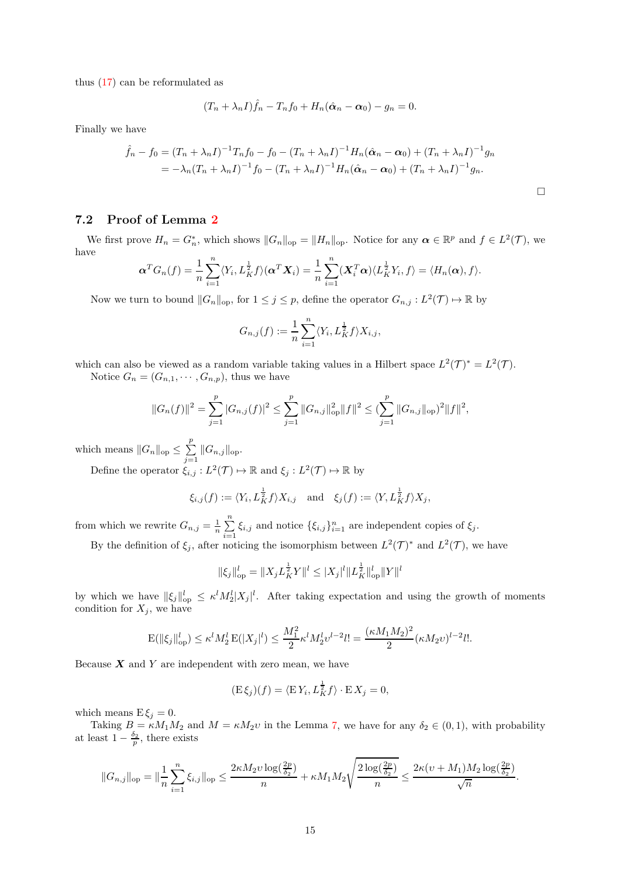thus (17) can be reformulated as

$$(T_n + \lambda_n I)\hat{f}_n - T_n f_0 + H_n(\hat{\boldsymbol{\alpha}}_n - \boldsymbol{\alpha}_0) - g_n = 0.$$

Finally we have

$$\begin{aligned}\hat{f}_n - f_0 &= (T_n + \lambda_n I)^{-1} T_n f_0 - f_0 - (T_n + \lambda_n I)^{-1} H_n(\hat{\boldsymbol{\alpha}}_n - \boldsymbol{\alpha}_0) + (T_n + \lambda_n I)^{-1} g_n \\ &= -\lambda_n (T_n + \lambda_n I)^{-1} f_0 - (T_n + \lambda_n I)^{-1} H_n(\hat{\boldsymbol{\alpha}}_n - \boldsymbol{\alpha}_0) + (T_n + \lambda_n I)^{-1} g_n.\end{aligned}$$

□

## 7.2 Proof of Lemma 2

We first prove $H_n = G_n^*$, which shows $\|G_n\|_{\text{op}} = \|H_n\|_{\text{op}}$. Notice for any $\boldsymbol{\alpha} \in \mathbb{R}^p$ and $f \in L^2(\mathcal{T})$, we have

$$\boldsymbol{\alpha}^T G_n(f) = \frac{1}{n}\sum_{i=1}^n \langle Y_i, L_K^{\frac{1}{2}} f\rangle (\boldsymbol{\alpha}^T \boldsymbol{X}_i) = \frac{1}{n}\sum_{i=1}^n (\boldsymbol{X}_i^T \boldsymbol{\alpha})\langle L_K^{\frac{1}{2}} Y_i, f\rangle = \langle H_n(\boldsymbol{\alpha}), f\rangle.$$

Now we turn to bound $\|G_n\|_{\text{op}}$, for $1 \le j \le p$, define the operator $G_{n,j} : L^2(\mathcal{T}) \mapsto \mathbb{R}$ by

$$G_{n,j}(f) := \frac{1}{n}\sum_{i=1}^n \langle Y_i, L_K^{\frac{1}{2}} f\rangle X_{i,j},$$

which can also be viewed as a random variable taking values in a Hilbert space $L^2(\mathcal{T})^* = L^2(\mathcal{T})$.

Notice $G_n = (G_{n,1}, \cdots, G_{n,p})$, thus we have

$$\|G_n(f)\|^2 = \sum_{j=1}^p |G_{n,j}(f)|^2 \le \sum_{j=1}^p \|G_{n,j}\|_{\text{op}}^2 \|f\|^2 \le (\sum_{j=1}^p \|G_{n,j}\|_{\text{op}})^2 \|f\|^2,$$

which means $\|G_n\|_{\text{op}} \le \sum\limits_{j=1}^p \|G_{n,j}\|_{\text{op}}$.

Define the operator $\xi_{i,j} : L^2(\mathcal{T}) \mapsto \mathbb{R}$ and $\xi_j : L^2(\mathcal{T}) \mapsto \mathbb{R}$ by

$$\xi_{i,j}(f) := \langle Y_i, L_K^{\frac{1}{2}} f\rangle X_{i,j} \quad \text{and} \quad \xi_j(f) := \langle Y, L_K^{\frac{1}{2}} f\rangle X_j,$$

from which we rewrite $G_{n,j} = \frac{1}{n}\sum\limits_{i=1}^n \xi_{i,j}$ and notice $\{\xi_{i,j}\}_{i=1}^n$ are independent copies of $\xi_j$.

By the definition of $\xi_j$, after noticing the isomorphism between $L^2(\mathcal{T})^*$ and $L^2(\mathcal{T})$, we have

$$\|\xi_j\|_{\text{op}}^l = \|X_j L_K^{\frac{1}{2}} Y\|^l \le |X_j|^l \|L_K^{\frac{1}{2}}\|_{\text{op}}^l \|Y\|^l$$

by which we have $\|\xi_j\|_{\text{op}}^l \le \kappa^l M_2^l |X_j|^l$. After taking expectation and using the growth of moments condition for $X_j$, we have

$$\mathrm{E}(\|\xi_j\|_{\text{op}}^l) \le \kappa^l M_2^l\, \mathrm{E}(|X_j|^l) \le \frac{M_1^2}{2}\kappa^l M_2^l \upsilon^{l-2} l! = \frac{(\kappa M_1 M_2)^2}{2}(\kappa M_2 \upsilon)^{l-2} l!.$$

Because $\boldsymbol{X}$ and $Y$ are independent with zero mean, we have

$$(\mathrm{E}\,\xi_j)(f) = \langle \mathrm{E}\, Y_i, L_K^{\frac{1}{2}} f\rangle \cdot \mathrm{E}\, X_j = 0,$$

which means $\mathrm{E}\,\xi_j = 0$.

Taking $B = \kappa M_1 M_2$ and $M = \kappa M_2 \upsilon$ in the Lemma 7, we have for any $\delta_2 \in (0,1)$, with probability at least $1 - \frac{\delta_2}{p}$, there exists

$$\|G_{n,j}\|_{\text{op}} = \|\frac{1}{n}\sum_{i=1}^n \xi_{i,j}\|_{\text{op}} \le \frac{2\kappa M_2 \upsilon \log(\frac{2p}{\delta_2})}{n} + \kappa M_1 M_2 \sqrt{\frac{2\log(\frac{2p}{\delta_2})}{n}} \le \frac{2\kappa(\upsilon + M_1) M_2 \log(\frac{2p}{\delta_2})}{\sqrt{n}}.$$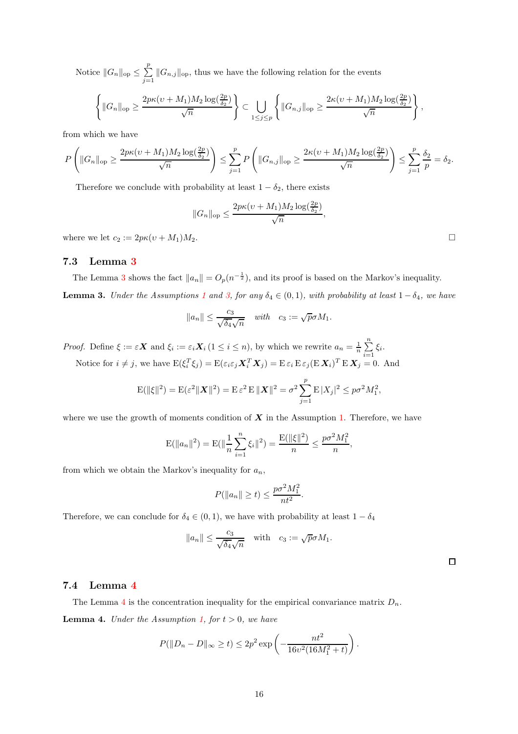Notice $\|G_n\|_{\text{op}} \le \sum_{j=1}^{p} \|G_{n,j}\|_{\text{op}}$, thus we have the following relation for the events

$$\left\{ \|G_n\|_{\text{op}} \ge \frac{2p\kappa(\upsilon + M_1)M_2 \log(\frac{2p}{\delta_2})}{\sqrt{n}} \right\} \subset \bigcup_{1\le j\le p} \left\{ \|G_{n,j}\|_{\text{op}} \ge \frac{2\kappa(\upsilon + M_1)M_2 \log(\frac{2p}{\delta_2})}{\sqrt{n}} \right\},$$

from which we have

$$P\left( \|G_n\|_{\text{op}} \ge \frac{2p\kappa(\upsilon + M_1)M_2 \log(\frac{2p}{\delta_2})}{\sqrt{n}} \right) \le \sum_{j=1}^{p} P\left( \|G_{n,j}\|_{\text{op}} \ge \frac{2\kappa(\upsilon + M_1)M_2 \log(\frac{2p}{\delta_2})}{\sqrt{n}} \right) \le \sum_{j=1}^{p} \frac{\delta_2}{p} = \delta_2.$$

Therefore we conclude with probability at least $1 - \delta_2$, there exists

$$\|G_n\|_{\text{op}} \le \frac{2p\kappa(\upsilon + M_1)M_2 \log(\frac{2p}{\delta_2})}{\sqrt{n}},$$

where we let $c_2 := 2p\kappa(\upsilon + M_1)M_2$. □

### 7.3 Lemma 3

The Lemma 3 shows the fact $\|a_n\| = O_p(n^{-\frac{1}{2}})$, and its proof is based on the Markov's inequality.

**Lemma 3.** *Under the Assumptions 1 and 3, for any $\delta_4 \in (0, 1)$, with probability at least $1 - \delta_4$, we have*

$$\|a_n\| \le \frac{c_3}{\sqrt{\delta_4}\sqrt{n}} \quad \textit{with} \quad c_3 := \sqrt{p}\sigma M_1.$$

*Proof.* Define $\xi := \varepsilon \boldsymbol{X}$ and $\xi_i := \varepsilon_i \boldsymbol{X}_i \, (1 \le i \le n)$, by which we rewrite $a_n = \frac{1}{n}\sum_{i=1}^{n} \xi_i$.

Notice for $i \ne j$, we have $\mathrm{E}(\xi_i^T \xi_j) = \mathrm{E}(\varepsilon_i \varepsilon_j \boldsymbol{X}_i^T \boldsymbol{X}_j) = \mathrm{E}\,\varepsilon_i \,\mathrm{E}\,\varepsilon_j (\mathrm{E}\,\boldsymbol{X}_i)^T \,\mathrm{E}\,\boldsymbol{X}_j = 0$. And

$$\mathrm{E}(\|\xi\|^2) = \mathrm{E}(\varepsilon^2 \|\boldsymbol{X}\|^2) = \mathrm{E}\,\varepsilon^2 \,\mathrm{E}\,\|\boldsymbol{X}\|^2 = \sigma^2 \sum_{j=1}^{p} \mathrm{E}\,|X_j|^2 \le p\sigma^2 M_1^2,$$

where we use the growth of moments condition of $\boldsymbol{X}$ in the Assumption 1. Therefore, we have

$$\mathrm{E}(\|a_n\|^2) = \mathrm{E}(\|\frac{1}{n}\sum_{i=1}^{n} \xi_i\|^2) = \frac{\mathrm{E}(\|\xi\|^2)}{n} \le \frac{p\sigma^2 M_1^2}{n},$$

from which we obtain the Markov's inequality for $a_n$,

$$P(\|a_n\| \ge t) \le \frac{p\sigma^2 M_1^2}{nt^2}.$$

Therefore, we can conclude for $\delta_4 \in (0, 1)$, we have with probability at least $1 - \delta_4$

$$\|a_n\| \le \frac{c_3}{\sqrt{\delta_4}\sqrt{n}} \quad \text{with} \quad c_3 := \sqrt{p}\sigma M_1.$$

□

### 7.4 Lemma 4

The Lemma 4 is the concentration inequality for the empirical convariance matrix $D_n$.

**Lemma 4.** *Under the Assumption 1, for $t > 0$, we have*

$$P(\|D_n - D\|_\infty \ge t) \le 2p^2 \exp\left( -\frac{nt^2}{16\upsilon^2(16M_1^2 + t)} \right).$$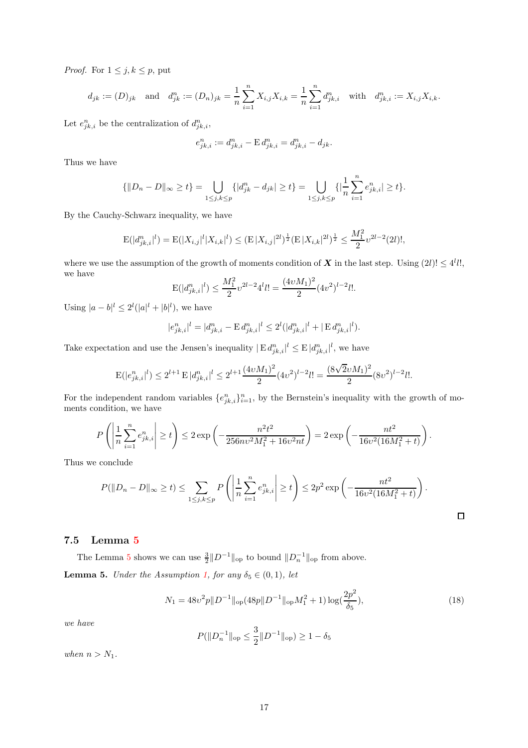*Proof.* For $1 \le j, k \le p$, put

$$d_{jk} := (D)_{jk} \quad \text{and} \quad d_{jk}^n := (D_n)_{jk} = \frac{1}{n}\sum_{i=1}^n X_{i,j}X_{i,k} = \frac{1}{n}\sum_{i=1}^n d_{jk,i}^n \quad \text{with} \quad d_{jk,i}^n := X_{i,j}X_{i,k}.$$

Let $e_{jk,i}^n$ be the centralization of $d_{jk,i}^n$,

$$e_{jk,i}^n := d_{jk,i}^n - \mathrm{E}\, d_{jk,i}^n = d_{jk,i}^n - d_{jk}.$$

Thus we have

$$\{\|D_n - D\|_\infty \ge t\} = \bigcup_{1\le j,k\le p} \{|d_{jk}^n - d_{jk}| \ge t\} = \bigcup_{1\le j,k\le p} \{|\frac{1}{n}\sum_{i=1}^n e_{jk,i}^n| \ge t\}.$$

By the Cauchy-Schwarz inequality, we have

$$\mathrm{E}(|d_{jk,i}^n|^l) = \mathrm{E}(|X_{i,j}|^l|X_{i,k}|^l) \le (\mathrm{E}\,|X_{i,j}|^{2l})^{\frac{1}{2}}(\mathrm{E}\,|X_{i,k}|^{2l})^{\frac{1}{2}} \le \frac{M_1^2}{2}\upsilon^{2l-2}(2l)!,$$

where we use the assumption of the growth of moments condition of $\boldsymbol{X}$ in the last step. Using $(2l)! \le 4^l l!$, we have

$$\mathrm{E}(|d_{jk,i}^n|^l) \le \frac{M_1^2}{2}\upsilon^{2l-2}4^l l! = \frac{(4\upsilon M_1)^2}{2}(4\upsilon^2)^{l-2}l!.$$

Using $|a-b|^l \le 2^l(|a|^l + |b|^l)$, we have

$$|e_{jk,i}^n|^l = |d_{jk,i}^n - \mathrm{E}\, d_{jk,i}^n|^l \le 2^l(|d_{jk,i}^n|^l + |\mathrm{E}\, d_{jk,i}^n|^l).$$

Take expectation and use the Jensen's inequality $|\mathrm{E}\, d_{jk,i}^n|^l \le \mathrm{E}\,|d_{jk,i}^n|^l$, we have

$$\mathrm{E}(|e_{jk,i}^n|^l) \le 2^{l+1}\,\mathrm{E}\,|d_{jk,i}^n|^l \le 2^{l+1}\frac{(4\upsilon M_1)^2}{2}(4\upsilon^2)^{l-2}l! = \frac{(8\sqrt{2}\upsilon M_1)^2}{2}(8\upsilon^2)^{l-2}l!.$$

For the independent random variables $\{e_{jk,i}^n\}_{i=1}^n$, by the Bernstein's inequality with the growth of moments condition, we have

$$P\left(\left|\frac{1}{n}\sum_{i=1}^n e_{jk,i}^n\right| \ge t\right) \le 2\exp\left(-\frac{n^2t^2}{256n\upsilon^2M_1^2 + 16\upsilon^2nt}\right) = 2\exp\left(-\frac{nt^2}{16\upsilon^2(16M_1^2+t)}\right).$$

Thus we conclude

$$P(\|D_n - D\|_\infty \ge t) \le \sum_{1\le j,k\le p} P\left(\left|\frac{1}{n}\sum_{i=1}^n e_{jk,i}^n\right| \ge t\right) \le 2p^2\exp\left(-\frac{nt^2}{16\upsilon^2(16M_1^2+t)}\right).$$

□

### 7.5 Lemma 5

The Lemma 5 shows we can use $\frac{3}{2}\|D^{-1}\|_{\mathrm{op}}$ to bound $\|D_n^{-1}\|_{\mathrm{op}}$ from above.

**Lemma 5.** *Under the Assumption 1, for any $\delta_5 \in (0,1)$, let*

$$N_1 = 48\upsilon^2 p\|D^{-1}\|_{\mathrm{op}}(48p\|D^{-1}\|_{\mathrm{op}}M_1^2 + 1)\log(\frac{2p^2}{\delta_5}), \tag{18}$$

*we have*

$$P(\|D_n^{-1}\|_{\mathrm{op}} \le \frac{3}{2}\|D^{-1}\|_{\mathrm{op}}) \ge 1 - \delta_5$$

*when $n > N_1$.*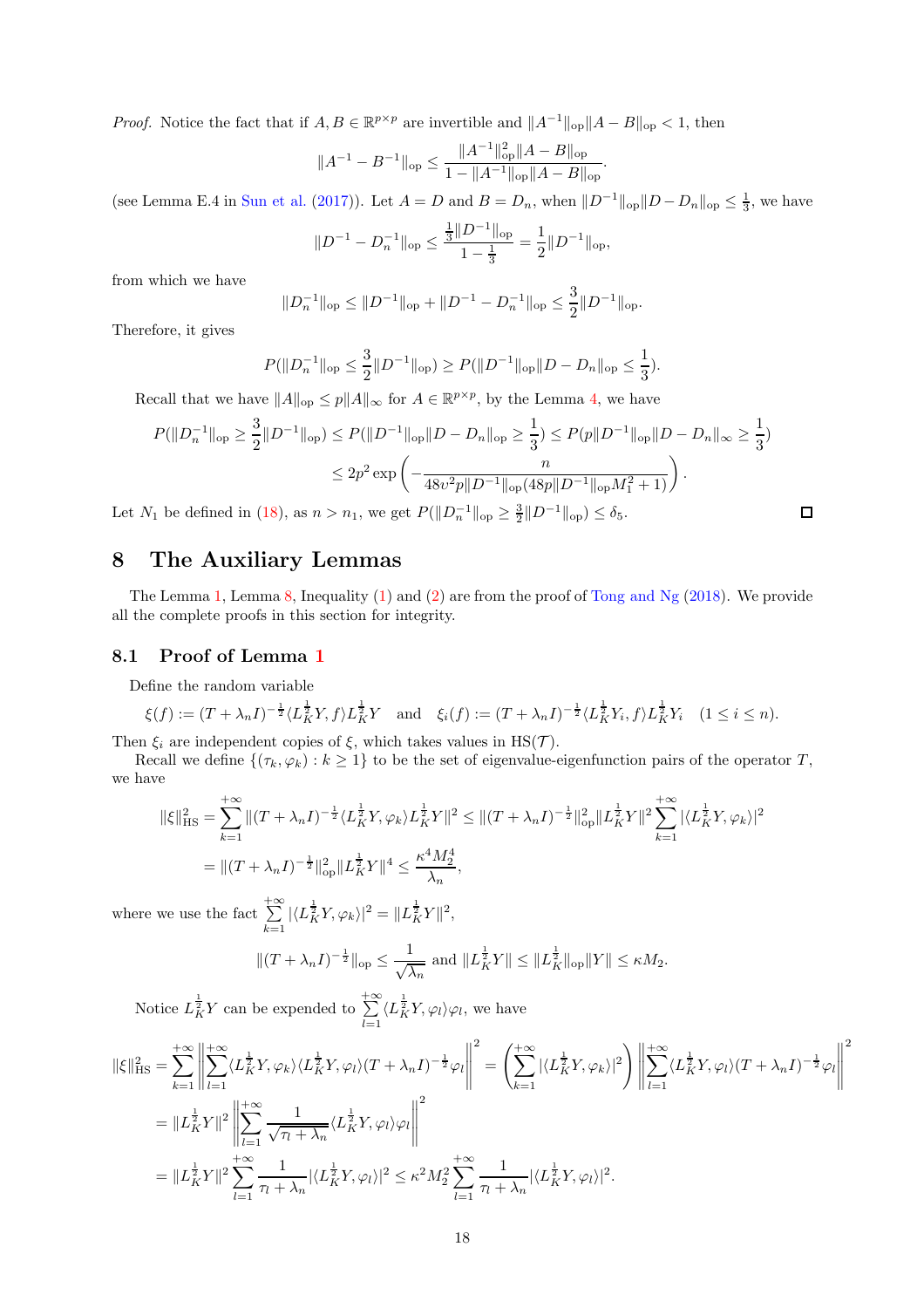*Proof.* Notice the fact that if $A, B \in \mathbb{R}^{p\times p}$ are invertible and $\|A^{-1}\|_{\rm op}\|A-B\|_{\rm op} < 1$, then

$$\|A^{-1} - B^{-1}\|_{\rm op} \leq \frac{\|A^{-1}\|_{\rm op}^2 \|A-B\|_{\rm op}}{1 - \|A^{-1}\|_{\rm op}\|A-B\|_{\rm op}}.$$

(see Lemma E.4 in Sun et al. (2017)). Let $A = D$ and $B = D_n$, when $\|D^{-1}\|_{\rm op}\|D - D_n\|_{\rm op} \leq \frac{1}{3}$, we have

$$\|D^{-1} - D_n^{-1}\|_{\rm op} \leq \frac{\frac{1}{3}\|D^{-1}\|_{\rm op}}{1-\frac{1}{3}} = \frac{1}{2}\|D^{-1}\|_{\rm op},$$

from which we have

$$\|D_n^{-1}\|_{\rm op} \leq \|D^{-1}\|_{\rm op} + \|D^{-1} - D_n^{-1}\|_{\rm op} \leq \frac{3}{2}\|D^{-1}\|_{\rm op}.$$

Therefore, it gives

$$P(\|D_n^{-1}\|_{\rm op} \leq \frac{3}{2}\|D^{-1}\|_{\rm op}) \geq P(\|D^{-1}\|_{\rm op}\|D - D_n\|_{\rm op} \leq \frac{1}{3}).$$

Recall that we have $\|A\|_{\rm op} \leq p\|A\|_\infty$ for $A \in \mathbb{R}^{p\times p}$, by the Lemma 4, we have

$$\begin{aligned}
P(\|D_n^{-1}\|_{\rm op} \geq \frac{3}{2}\|D^{-1}\|_{\rm op}) &\leq P(\|D^{-1}\|_{\rm op}\|D - D_n\|_{\rm op} \geq \frac{1}{3}) \leq P(p\|D^{-1}\|_{\rm op}\|D - D_n\|_\infty \geq \frac{1}{3}) \\
&\leq 2p^2 \exp\left(-\frac{n}{48v^2 p\|D^{-1}\|_{\rm op}(48p\|D^{-1}\|_{\rm op}M_1^2 + 1)}\right).
\end{aligned}$$

Let $N_1$ be defined in (18), as $n > n_1$, we get $P(\|D_n^{-1}\|_{\rm op} \geq \frac{3}{2}\|D^{-1}\|_{\rm op}) \leq \delta_5$. □

# 8 The Auxiliary Lemmas

The Lemma 1, Lemma 8, Inequality (1) and (2) are from the proof of Tong and Ng (2018). We provide all the complete proofs in this section for integrity.

## 8.1 Proof of Lemma 1

Define the random variable

$$\xi(f) := (T + \lambda_n I)^{-\frac{1}{2}}\langle L_K^{\frac{1}{2}}Y, f\rangle L_K^{\frac{1}{2}}Y \quad \text{and} \quad \xi_i(f) := (T + \lambda_n I)^{-\frac{1}{2}}\langle L_K^{\frac{1}{2}}Y_i, f\rangle L_K^{\frac{1}{2}}Y_i \quad (1 \leq i \leq n).$$

Then $\xi_i$ are independent copies of $\xi$, which takes values in $\mathrm{HS}(\mathcal{T})$.

Recall we define $\{(\tau_k, \varphi_k) : k \geq 1\}$ to be the set of eigenvalue-eigenfunction pairs of the operator $T$, we have

$$\begin{aligned}
\|\xi\|_{\rm HS}^2 &= \sum_{k=1}^{+\infty} \|(T + \lambda_n I)^{-\frac{1}{2}}\langle L_K^{\frac{1}{2}}Y, \varphi_k\rangle L_K^{\frac{1}{2}}Y\|^2 \leq \|(T+\lambda_n I)^{-\frac{1}{2}}\|_{\rm op}^2 \|L_K^{\frac{1}{2}}Y\|^2 \sum_{k=1}^{+\infty}|\langle L_K^{\frac{1}{2}}Y, \varphi_k\rangle|^2 \\
&= \|(T+\lambda_n I)^{-\frac{1}{2}}\|_{\rm op}^2 \|L_K^{\frac{1}{2}}Y\|^4 \leq \frac{\kappa^4 M_2^4}{\lambda_n},
\end{aligned}$$

where we use the fact $\sum\limits_{k=1}^{+\infty}|\langle L_K^{\frac{1}{2}}Y, \varphi_k\rangle|^2 = \|L_K^{\frac{1}{2}}Y\|^2$,

$$\|(T + \lambda_n I)^{-\frac{1}{2}}\|_{\rm op} \leq \frac{1}{\sqrt{\lambda_n}} \text{ and } \|L_K^{\frac{1}{2}}Y\| \leq \|L_K^{\frac{1}{2}}\|_{\rm op}\|Y\| \leq \kappa M_2.$$

Notice $L_K^{\frac{1}{2}}Y$ can be expended to $\sum\limits_{l=1}^{+\infty}\langle L_K^{\frac{1}{2}}Y, \varphi_l\rangle\varphi_l$, we have

$$\begin{aligned}
\|\xi\|_{\rm HS}^2 &= \sum_{k=1}^{+\infty}\left\|\sum_{l=1}^{+\infty}\langle L_K^{\frac{1}{2}}Y, \varphi_k\rangle\langle L_K^{\frac{1}{2}}Y, \varphi_l\rangle(T+\lambda_n I)^{-\frac{1}{2}}\varphi_l\right\|^2 = \left(\sum_{k=1}^{+\infty}|\langle L_K^{\frac{1}{2}}Y, \varphi_k\rangle|^2\right)\left\|\sum_{l=1}^{+\infty}\langle L_K^{\frac{1}{2}}Y, \varphi_l\rangle(T+\lambda_n I)^{-\frac{1}{2}}\varphi_l\right\|^2 \\
&= \|L_K^{\frac{1}{2}}Y\|^2\left\|\sum_{l=1}^{+\infty}\frac{1}{\sqrt{\tau_l + \lambda_n}}\langle L_K^{\frac{1}{2}}Y, \varphi_l\rangle\varphi_l\right\|^2 \\
&= \|L_K^{\frac{1}{2}}Y\|^2\sum_{l=1}^{+\infty}\frac{1}{\tau_l+\lambda_n}|\langle L_K^{\frac{1}{2}}Y, \varphi_l\rangle|^2 \leq \kappa^2 M_2^2 \sum_{l=1}^{+\infty}\frac{1}{\tau_l+\lambda_n}|\langle L_K^{\frac{1}{2}}Y, \varphi_l\rangle|^2.
\end{aligned}$$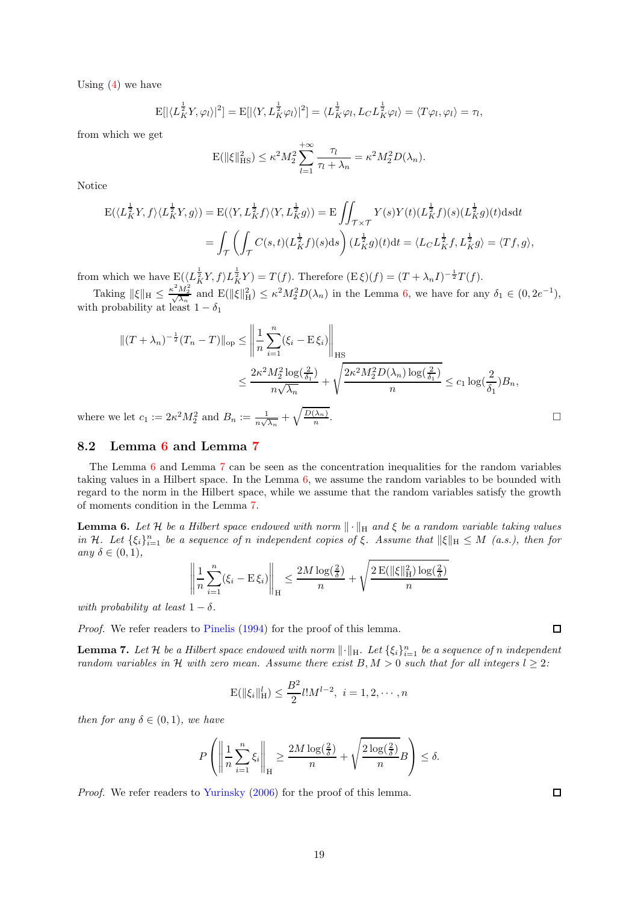Using (4) we have

$$\mathrm{E}[|\langle L_K^{\frac{1}{2}} Y, \varphi_l\rangle|^2] = \mathrm{E}[|\langle Y, L_K^{\frac{1}{2}}\varphi_l\rangle|^2] = \langle L_K^{\frac{1}{2}}\varphi_l, L_C L_K^{\frac{1}{2}}\varphi_l\rangle = \langle T\varphi_l, \varphi_l\rangle = \tau_l,$$

from which we get

$$\mathrm{E}(\|\xi\|_{\mathrm{HS}}^2) \le \kappa^2 M_2^2 \sum_{l=1}^{+\infty} \frac{\tau_l}{\tau_l + \lambda_n} = \kappa^2 M_2^2 D(\lambda_n).$$

Notice

$$\mathrm{E}(\langle L_K^{\frac{1}{2}} Y, f\rangle \langle L_K^{\frac{1}{2}} Y, g\rangle) = \mathrm{E}(\langle Y, L_K^{\frac{1}{2}} f\rangle \langle Y, L_K^{\frac{1}{2}} g\rangle) = \mathrm{E} \iint_{\mathcal{T}\times\mathcal{T}} Y(s)Y(t)(L_K^{\frac{1}{2}} f)(s)(L_K^{\frac{1}{2}} g)(t)\mathrm{d}s\mathrm{d}t$$
$$= \int_{\mathcal{T}} \left(\int_{\mathcal{T}} C(s,t)(L_K^{\frac{1}{2}} f)(s)\mathrm{d}s\right)(L_K^{\frac{1}{2}} g)(t)\mathrm{d}t = \langle L_C L_K^{\frac{1}{2}} f, L_K^{\frac{1}{2}} g\rangle = \langle Tf, g\rangle,$$

from which we have $\mathrm{E}(\langle L_K^{\frac{1}{2}} Y, f\rangle L_K^{\frac{1}{2}} Y) = T(f)$. Therefore $(\mathrm{E}\,\xi)(f) = (T + \lambda_n I)^{-\frac{1}{2}} T(f)$.

Taking $\|\xi\|_{\mathrm{H}} \le \frac{\kappa^2 M_2^2}{\sqrt{\lambda_n}}$ and $\mathrm{E}(\|\xi\|_{\mathrm{H}}^2) \le \kappa^2 M_2^2 D(\lambda_n)$ in the Lemma 6, we have for any $\delta_1 \in (0, 2e^{-1})$, with probability at least $1 - \delta_1$

$$\|(T + \lambda_n)^{-\frac{1}{2}}(T_n - T)\|_{\mathrm{op}} \le \left\|\frac{1}{n}\sum_{i=1}^n (\xi_i - \mathrm{E}\,\xi_i)\right\|_{\mathrm{HS}}$$
$$\le \frac{2\kappa^2 M_2^2 \log(\frac{2}{\delta_1})}{n\sqrt{\lambda_n}} + \sqrt{\frac{2\kappa^2 M_2^2 D(\lambda_n)\log(\frac{2}{\delta_1})}{n}} \le c_1 \log(\frac{2}{\delta_1}) B_n,$$

where we let $c_1 := 2\kappa^2 M_2^2$ and $B_n := \frac{1}{n\sqrt{\lambda_n}} + \sqrt{\frac{D(\lambda_n)}{n}}$. □

## 8.2 Lemma 6 and Lemma 7

The Lemma 6 and Lemma 7 can be seen as the concentration inequalities for the random variables taking values in a Hilbert space. In the Lemma 6, we assume the random variables to be bounded with regard to the norm in the Hilbert space, while we assume that the random variables satisfy the growth of moments condition in the Lemma 7.

**Lemma 6.** *Let $\mathcal{H}$ be a Hilbert space endowed with norm $\|\cdot\|_{\mathrm{H}}$ and $\xi$ be a random variable taking values in $\mathcal{H}$. Let $\{\xi_i\}_{i=1}^n$ be a sequence of $n$ independent copies of $\xi$. Assume that $\|\xi\|_{\mathrm{H}} \le M$ (a.s.), then for any $\delta \in (0,1)$,*

$$\left\|\frac{1}{n}\sum_{i=1}^n (\xi_i - \mathrm{E}\,\xi_i)\right\|_{\mathrm{H}} \le \frac{2M\log(\frac{2}{\delta})}{n} + \sqrt{\frac{2\,\mathrm{E}(\|\xi\|_{\mathrm{H}}^2)\log(\frac{2}{\delta})}{n}}$$

*with probability at least $1 - \delta$.*

*Proof.* We refer readers to Pinelis (1994) for the proof of this lemma. □

**Lemma 7.** *Let $\mathcal{H}$ be a Hilbert space endowed with norm $\|\cdot\|_{\mathrm{H}}$. Let $\{\xi_i\}_{i=1}^n$ be a sequence of $n$ independent random variables in $\mathcal{H}$ with zero mean. Assume there exist $B, M > 0$ such that for all integers $l \ge 2$:*

$$\mathrm{E}(\|\xi_i\|_{\mathrm{H}}^l) \le \frac{B^2}{2} l! M^{l-2}, \ i = 1, 2, \cdots, n$$

*then for any $\delta \in (0,1)$, we have*

$$P\left(\left\|\frac{1}{n}\sum_{i=1}^n \xi_i\right\|_{\mathrm{H}} \ge \frac{2M\log(\frac{2}{\delta})}{n} + \sqrt{\frac{2\log(\frac{2}{\delta})}{n}}B\right) \le \delta.$$

*Proof.* We refer readers to Yurinsky (2006) for the proof of this lemma. □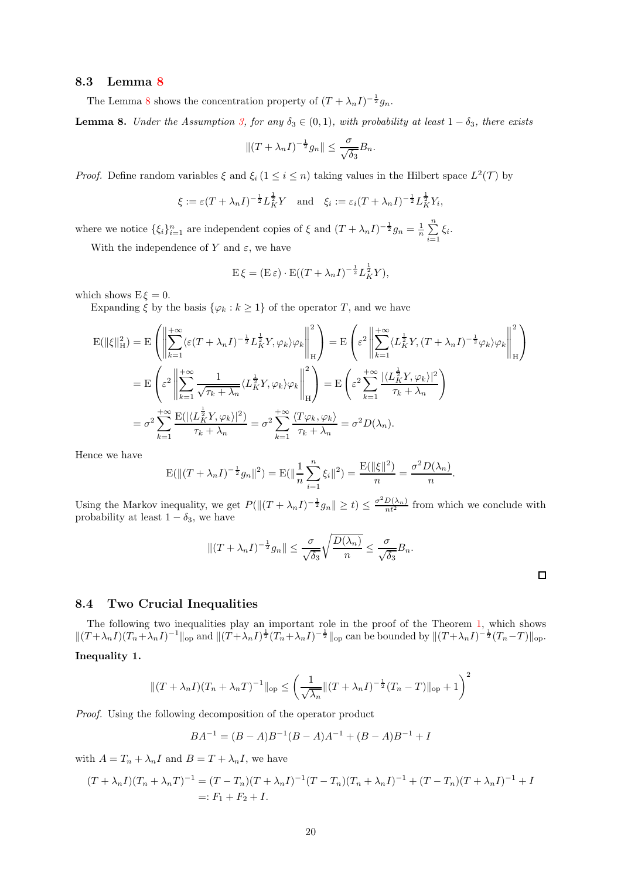### 8.3 Lemma 8

The Lemma 8 shows the concentration property of $(T+\lambda_n I)^{-\frac{1}{2}} g_n$.

**Lemma 8.** *Under the Assumption 3, for any $\delta_3 \in (0,1)$, with probability at least $1-\delta_3$, there exists*

$$\|(T+\lambda_n I)^{-\frac{1}{2}} g_n\| \leq \frac{\sigma}{\sqrt{\delta_3}} B_n.$$

*Proof.* Define random variables $\xi$ and $\xi_i$ $(1 \leq i \leq n)$ taking values in the Hilbert space $L^2(\mathcal{T})$ by

$$\xi := \varepsilon (T+\lambda_n I)^{-\frac{1}{2}} L_K^{\frac{1}{2}} Y \quad \text{and} \quad \xi_i := \varepsilon_i (T+\lambda_n I)^{-\frac{1}{2}} L_K^{\frac{1}{2}} Y_i,$$

where we notice $\{\xi_i\}_{i=1}^n$ are independent copies of $\xi$ and $(T+\lambda_n I)^{-\frac{1}{2}} g_n = \frac{1}{n}\sum_{i=1}^n \xi_i$.

With the independence of $Y$ and $\varepsilon$, we have

$$\mathrm{E}\,\xi = (\mathrm{E}\,\varepsilon) \cdot \mathrm{E}((T+\lambda_n I)^{-\frac{1}{2}} L_K^{\frac{1}{2}} Y),$$

which shows $\mathrm{E}\,\xi = 0$.

Expanding $\xi$ by the basis $\{\varphi_k : k \geq 1\}$ of the operator $T$, and we have

$$\begin{aligned}
\mathrm{E}(\|\xi\|_{\mathrm{H}}^2) &= \mathrm{E}\left(\left\|\sum_{k=1}^{+\infty} \langle \varepsilon (T+\lambda_n I)^{-\frac{1}{2}} L_K^{\frac{1}{2}} Y, \varphi_k\rangle \varphi_k\right\|_{\mathrm{H}}^2\right) = \mathrm{E}\left(\varepsilon^2 \left\|\sum_{k=1}^{+\infty} \langle L_K^{\frac{1}{2}} Y, (T+\lambda_n I)^{-\frac{1}{2}} \varphi_k\rangle \varphi_k\right\|_{\mathrm{H}}^2\right) \\
&= \mathrm{E}\left(\varepsilon^2 \left\|\sum_{k=1}^{+\infty} \frac{1}{\sqrt{\tau_k+\lambda_n}} \langle L_K^{\frac{1}{2}} Y, \varphi_k\rangle \varphi_k\right\|_{\mathrm{H}}^2\right) = \mathrm{E}\left(\varepsilon^2 \sum_{k=1}^{+\infty} \frac{|\langle L_K^{\frac{1}{2}} Y, \varphi_k\rangle|^2}{\tau_k+\lambda_n}\right) \\
&= \sigma^2 \sum_{k=1}^{+\infty} \frac{\mathrm{E}(|\langle L_K^{\frac{1}{2}} Y, \varphi_k\rangle|^2)}{\tau_k+\lambda_n} = \sigma^2 \sum_{k=1}^{+\infty} \frac{\langle T\varphi_k, \varphi_k\rangle}{\tau_k+\lambda_n} = \sigma^2 D(\lambda_n).
\end{aligned}$$

Hence we have

$$\mathrm{E}(\|(T+\lambda_n I)^{-\frac{1}{2}} g_n\|^2) = \mathrm{E}(\|\frac{1}{n}\sum_{i=1}^n \xi_i\|^2) = \frac{\mathrm{E}(\|\xi\|^2)}{n} = \frac{\sigma^2 D(\lambda_n)}{n}.$$

Using the Markov inequality, we get $P(\|(T+\lambda_n I)^{-\frac{1}{2}} g_n\| \geq t) \leq \frac{\sigma^2 D(\lambda_n)}{nt^2}$ from which we conclude with probability at least $1-\delta_3$, we have

$$\|(T+\lambda_n I)^{-\frac{1}{2}} g_n\| \leq \frac{\sigma}{\sqrt{\delta_3}} \sqrt{\frac{D(\lambda_n)}{n}} \leq \frac{\sigma}{\sqrt{\delta_3}} B_n.$$

□

### 8.4 Two Crucial Inequalities

The following two inequalities play an important role in the proof of the Theorem 1, which shows $\|(T+\lambda_n I)(T_n+\lambda_n I)^{-1}\|_{\mathrm{op}}$ and $\|(T+\lambda_n I)^{\frac{1}{2}}(T_n+\lambda_n I)^{-\frac{1}{2}}\|_{\mathrm{op}}$ can be bounded by $\|(T+\lambda_n I)^{-\frac{1}{2}}(T_n - T)\|_{\mathrm{op}}$.

**Inequality 1.**

$$\|(T+\lambda_n I)(T_n+\lambda_n T)^{-1}\|_{\mathrm{op}} \leq \left(\frac{1}{\sqrt{\lambda_n}}\|(T+\lambda_n I)^{-\frac{1}{2}}(T_n - T)\|_{\mathrm{op}} + 1\right)^2$$

*Proof.* Using the following decomposition of the operator product

$$BA^{-1} = (B-A)B^{-1}(B-A)A^{-1} + (B-A)B^{-1} + I$$

with $A = T_n + \lambda_n I$ and $B = T + \lambda_n I$, we have

$$\begin{aligned}
(T+\lambda_n I)(T_n+\lambda_n T)^{-1} &= (T-T_n)(T+\lambda_n I)^{-1}(T-T_n)(T_n+\lambda_n I)^{-1} + (T-T_n)(T+\lambda_n I)^{-1} + I \\
&=: F_1 + F_2 + I.
\end{aligned}$$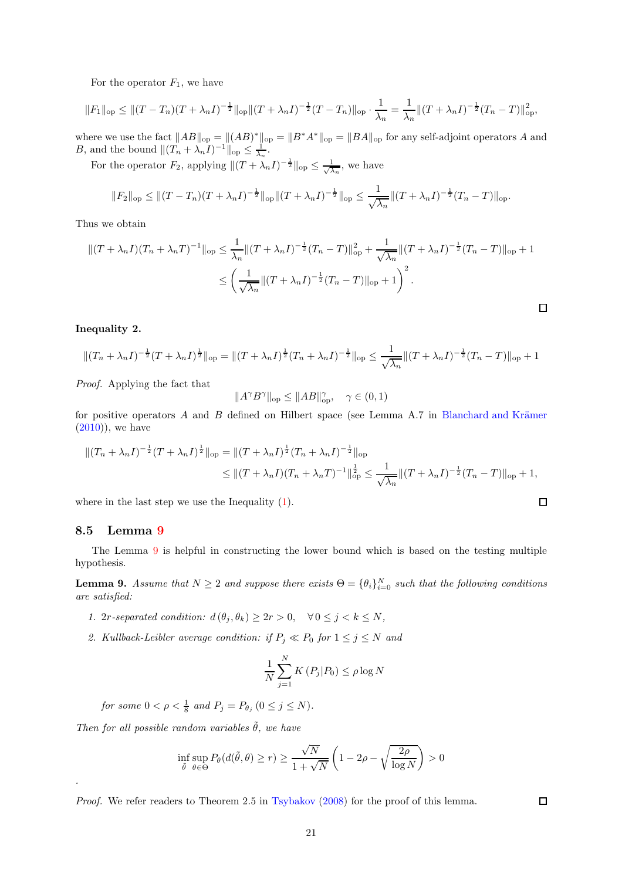For the operator $F_1$, we have

$$\|F_1\|_{\rm op} \le \|(T-T_n)(T+\lambda_n I)^{-\frac{1}{2}}\|_{\rm op}\|(T+\lambda_n I)^{-\frac{1}{2}}(T-T_n)\|_{\rm op}\cdot\frac{1}{\lambda_n} = \frac{1}{\lambda_n}\|(T+\lambda_n I)^{-\frac{1}{2}}(T_n-T)\|_{\rm op}^2,$$

where we use the fact $\|AB\|_{\rm op} = \|(AB)^*\|_{\rm op} = \|B^*A^*\|_{\rm op} = \|BA\|_{\rm op}$ for any self-adjoint operators $A$ and $B$, and the bound $\|(T_n+\lambda_n I)^{-1}\|_{\rm op} \le \frac{1}{\lambda_n}$.

For the operator $F_2$, applying $\|(T+\lambda_n I)^{-\frac{1}{2}}\|_{\rm op} \le \frac{1}{\sqrt{\lambda_n}}$, we have

$$\|F_2\|_{\rm op} \le \|(T-T_n)(T+\lambda_n I)^{-\frac{1}{2}}\|_{\rm op}\|(T+\lambda_n I)^{-\frac{1}{2}}\|_{\rm op} \le \frac{1}{\sqrt{\lambda_n}}\|(T+\lambda_n I)^{-\frac{1}{2}}(T_n-T)\|_{\rm op}.$$

Thus we obtain

$$\begin{aligned}
\|(T+\lambda_n I)(T_n+\lambda_n T)^{-1}\|_{\rm op} &\le \frac{1}{\lambda_n}\|(T+\lambda_n I)^{-\frac{1}{2}}(T_n-T)\|_{\rm op}^2 + \frac{1}{\sqrt{\lambda_n}}\|(T+\lambda_n I)^{-\frac{1}{2}}(T_n-T)\|_{\rm op} + 1 \\
&\le \left(\frac{1}{\sqrt{\lambda_n}}\|(T+\lambda_n I)^{-\frac{1}{2}}(T_n-T)\|_{\rm op} + 1\right)^2.
\end{aligned}$$

□

**Inequality 2.**

$$\|(T_n+\lambda_n I)^{-\frac{1}{2}}(T+\lambda_n I)^{\frac{1}{2}}\|_{\rm op} = \|(T+\lambda_n I)^{\frac{1}{2}}(T_n+\lambda_n I)^{-\frac{1}{2}}\|_{\rm op} \le \frac{1}{\sqrt{\lambda_n}}\|(T+\lambda_n I)^{-\frac{1}{2}}(T_n-T)\|_{\rm op} + 1$$

*Proof.* Applying the fact that

$$\|A^\gamma B^\gamma\|_{\rm op} \le \|AB\|_{\rm op}^\gamma, \quad \gamma \in (0,1)$$

for positive operators $A$ and $B$ defined on Hilbert space (see Lemma A.7 in Blanchard and Krämer (2010)), we have

$$\begin{aligned}
\|(T_n+\lambda_n I)^{-\frac{1}{2}}(T+\lambda_n I)^{\frac{1}{2}}\|_{\rm op} &= \|(T+\lambda_n I)^{\frac{1}{2}}(T_n+\lambda_n I)^{-\frac{1}{2}}\|_{\rm op} \\
&\le \|(T+\lambda_n I)(T_n+\lambda_n T)^{-1}\|_{\rm op}^{\frac{1}{2}} \le \frac{1}{\sqrt{\lambda_n}}\|(T+\lambda_n I)^{-\frac{1}{2}}(T_n-T)\|_{\rm op} + 1,
\end{aligned}$$

where in the last step we use the Inequality (1). □

### 8.5 Lemma 9

The Lemma 9 is helpful in constructing the lower bound which is based on the testing multiple hypothesis.

**Lemma 9.** *Assume that $N \ge 2$ and suppose there exists $\Theta = \{\theta_i\}_{i=0}^N$ such that the following conditions are satisfied:*

1. *$2r$-separated condition: $d(\theta_j, \theta_k) \ge 2r > 0, \quad \forall\, 0 \le j < k \le N$,*
2. *Kullback-Leibler average condition: if $P_j \ll P_0$ for $1 \le j \le N$ and*

$$\frac{1}{N}\sum_{j=1}^N K(P_j|P_0) \le \rho \log N$$

*for some $0 < \rho < \frac{1}{8}$ and $P_j = P_{\theta_j}$ $(0 \le j \le N)$.*

*Then for all possible random variables $\tilde{\theta}$, we have*

$$\inf_{\tilde{\theta}}\sup_{\theta\in\Theta} P_\theta(d(\tilde{\theta},\theta) \ge r) \ge \frac{\sqrt{N}}{1+\sqrt{N}}\left(1 - 2\rho - \sqrt{\frac{2\rho}{\log N}}\right) > 0$$

.

*Proof.* We refer readers to Theorem 2.5 in Tsybakov (2008) for the proof of this lemma. □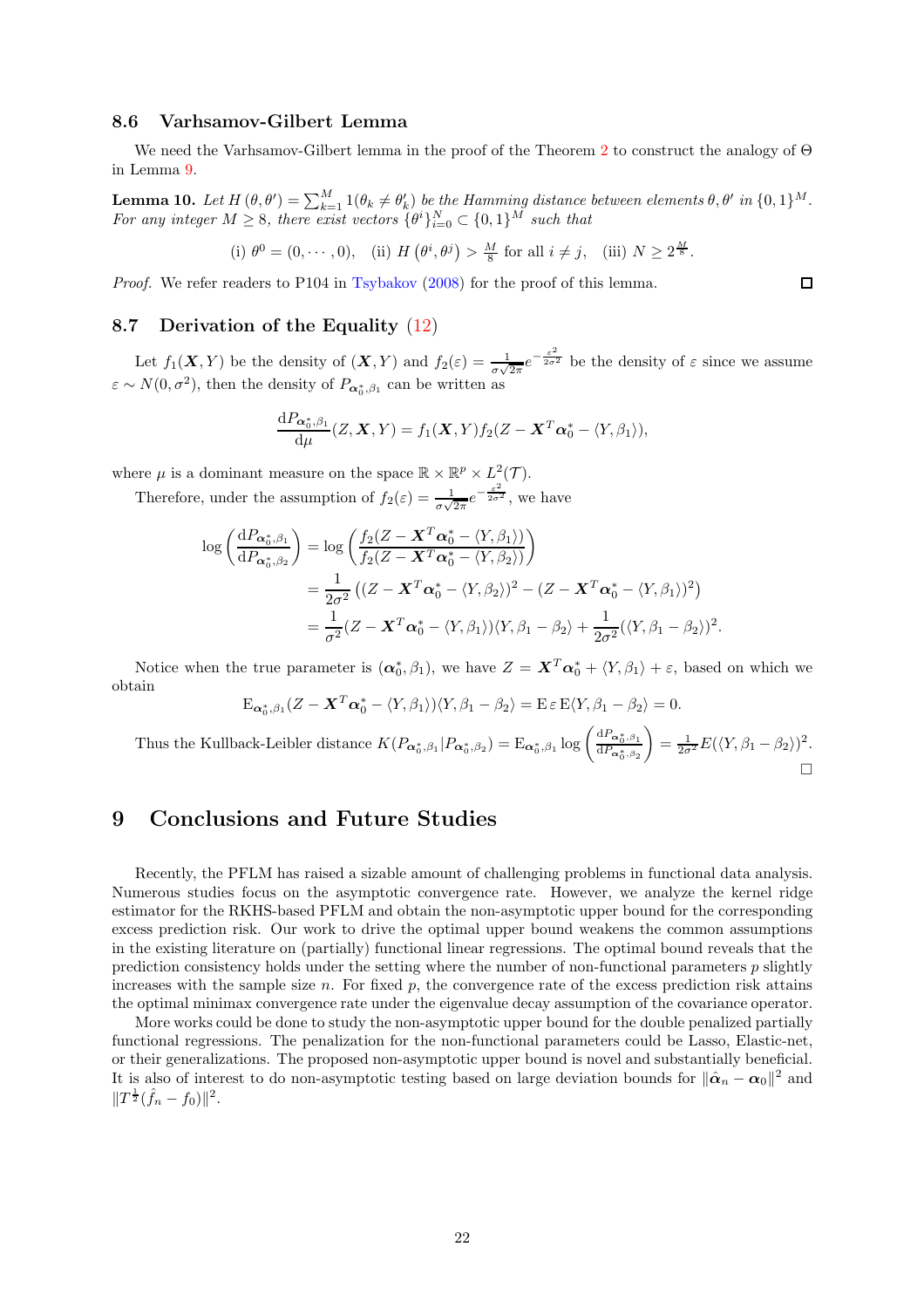### 8.6 Varhsamov-Gilbert Lemma

We need the Varhsamov-Gilbert lemma in the proof of the Theorem 2 to construct the analogy of $\Theta$ in Lemma 9.

**Lemma 10.** *Let $H(\theta, \theta') = \sum_{k=1}^{M} 1(\theta_k \neq \theta'_k)$ be the Hamming distance between elements $\theta, \theta'$ in $\{0,1\}^M$. For any integer $M \geq 8$, there exist vectors $\{\theta^i\}_{i=0}^N \subset \{0,1\}^M$ such that*

$$\text{(i) } \theta^0 = (0, \cdots, 0), \quad \text{(ii) } H(\theta^i, \theta^j) > \frac{M}{8} \text{ for all } i \neq j, \quad \text{(iii) } N \geq 2^{\frac{M}{8}}.$$

*Proof.* We refer readers to P104 in Tsybakov (2008) for the proof of this lemma. □

### 8.7 Derivation of the Equality (12)

Let $f_1(\boldsymbol{X}, Y)$ be the density of $(\boldsymbol{X}, Y)$ and $f_2(\varepsilon) = \frac{1}{\sigma\sqrt{2\pi}} e^{-\frac{\varepsilon^2}{2\sigma^2}}$ be the density of $\varepsilon$ since we assume $\varepsilon \sim N(0, \sigma^2)$, then the density of $P_{\boldsymbol{\alpha}_0^*, \beta_1}$ can be written as

$$\frac{\mathrm{d}P_{\boldsymbol{\alpha}_0^*, \beta_1}}{\mathrm{d}\mu}(Z, \boldsymbol{X}, Y) = f_1(\boldsymbol{X}, Y) f_2(Z - \boldsymbol{X}^T \boldsymbol{\alpha}_0^* - \langle Y, \beta_1 \rangle),$$

where $\mu$ is a dominant measure on the space $\mathbb{R} \times \mathbb{R}^p \times L^2(\mathcal{T})$.

Therefore, under the assumption of $f_2(\varepsilon) = \frac{1}{\sigma\sqrt{2\pi}} e^{-\frac{\varepsilon^2}{2\sigma^2}}$, we have

$$\begin{aligned}
\log\left(\frac{\mathrm{d}P_{\boldsymbol{\alpha}_0^*, \beta_1}}{\mathrm{d}P_{\boldsymbol{\alpha}_0^*, \beta_2}}\right) &= \log\left(\frac{f_2(Z - \boldsymbol{X}^T \boldsymbol{\alpha}_0^* - \langle Y, \beta_1 \rangle)}{f_2(Z - \boldsymbol{X}^T \boldsymbol{\alpha}_0^* - \langle Y, \beta_2 \rangle)}\right) \\
&= \frac{1}{2\sigma^2}\left((Z - \boldsymbol{X}^T \boldsymbol{\alpha}_0^* - \langle Y, \beta_2 \rangle)^2 - (Z - \boldsymbol{X}^T \boldsymbol{\alpha}_0^* - \langle Y, \beta_1 \rangle)^2\right) \\
&= \frac{1}{\sigma^2}(Z - \boldsymbol{X}^T \boldsymbol{\alpha}_0^* - \langle Y, \beta_1 \rangle)\langle Y, \beta_1 - \beta_2 \rangle + \frac{1}{2\sigma^2}(\langle Y, \beta_1 - \beta_2 \rangle)^2.
\end{aligned}$$

Notice when the true parameter is $(\boldsymbol{\alpha}_0^*, \beta_1)$, we have $Z = \boldsymbol{X}^T \boldsymbol{\alpha}_0^* + \langle Y, \beta_1 \rangle + \varepsilon$, based on which we obtain

$$\mathrm{E}_{\boldsymbol{\alpha}_0^*, \beta_1}(Z - \boldsymbol{X}^T \boldsymbol{\alpha}_0^* - \langle Y, \beta_1 \rangle)\langle Y, \beta_1 - \beta_2 \rangle = \mathrm{E}\,\varepsilon\, \mathrm{E}\langle Y, \beta_1 - \beta_2 \rangle = 0.$$

Thus the Kullback-Leibler distance $K(P_{\boldsymbol{\alpha}_0^*, \beta_1} | P_{\boldsymbol{\alpha}_0^*, \beta_2}) = \mathrm{E}_{\boldsymbol{\alpha}_0^*, \beta_1} \log\left(\frac{\mathrm{d}P_{\boldsymbol{\alpha}_0^*, \beta_1}}{\mathrm{d}P_{\boldsymbol{\alpha}_0^*, \beta_2}}\right) = \frac{1}{2\sigma^2} E(\langle Y, \beta_1 - \beta_2 \rangle)^2$. □

# 9 Conclusions and Future Studies

Recently, the PFLM has raised a sizable amount of challenging problems in functional data analysis. Numerous studies focus on the asymptotic convergence rate. However, we analyze the kernel ridge estimator for the RKHS-based PFLM and obtain the non-asymptotic upper bound for the corresponding excess prediction risk. Our work to drive the optimal upper bound weakens the common assumptions in the existing literature on (partially) functional linear regressions. The optimal bound reveals that the prediction consistency holds under the setting where the number of non-functional parameters $p$ slightly increases with the sample size $n$. For fixed $p$, the convergence rate of the excess prediction risk attains the optimal minimax convergence rate under the eigenvalue decay assumption of the covariance operator.

More works could be done to study the non-asymptotic upper bound for the double penalized partially functional regressions. The penalization for the non-functional parameters could be Lasso, Elastic-net, or their generalizations. The proposed non-asymptotic upper bound is novel and substantially beneficial. It is also of interest to do non-asymptotic testing based on large deviation bounds for $\|\hat{\boldsymbol{\alpha}}_n - \boldsymbol{\alpha}_0\|^2$ and $\|T^{\frac{1}{2}}(\hat{f}_n - f_0)\|^2$.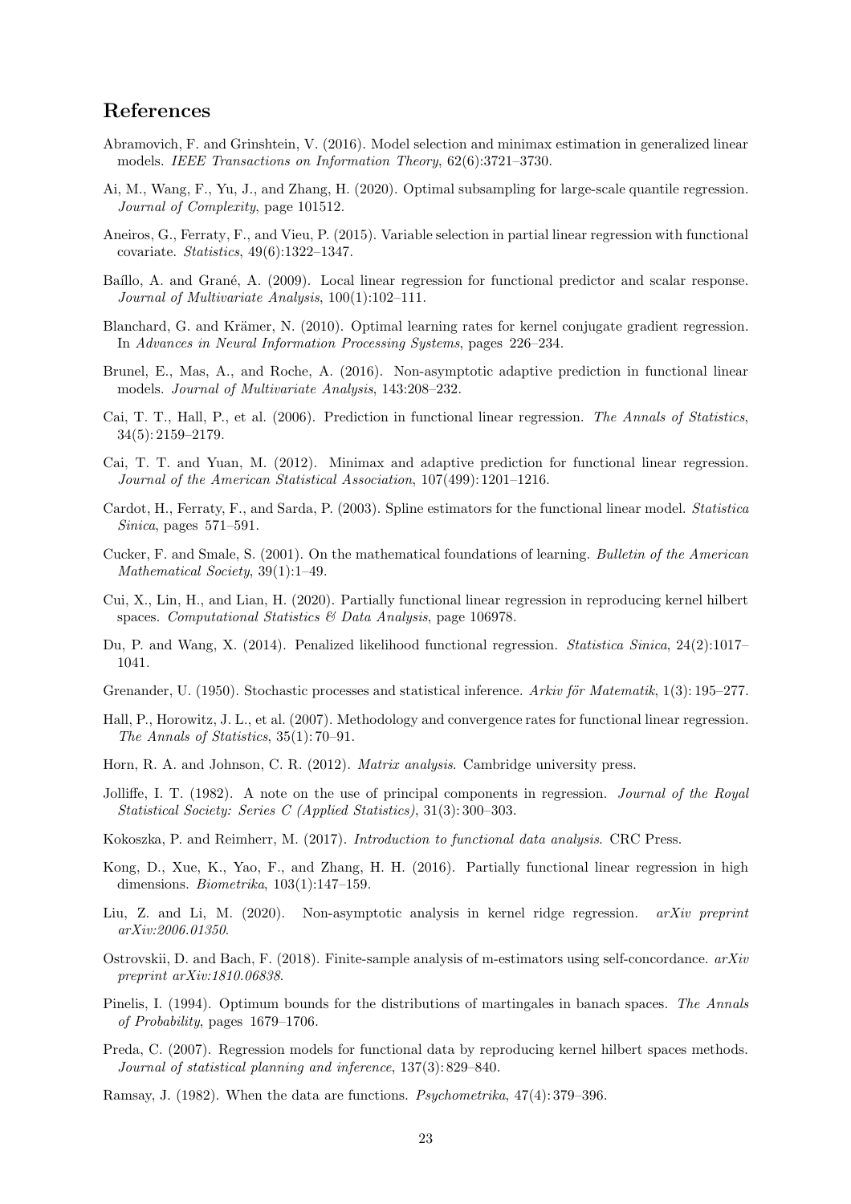## References

Abramovich, F. and Grinshtein, V. (2016). Model selection and minimax estimation in generalized linear models. *IEEE Transactions on Information Theory*, 62(6):3721–3730.

Ai, M., Wang, F., Yu, J., and Zhang, H. (2020). Optimal subsampling for large-scale quantile regression. *Journal of Complexity*, page 101512.

Aneiros, G., Ferraty, F., and Vieu, P. (2015). Variable selection in partial linear regression with functional covariate. *Statistics*, 49(6):1322–1347.

Baíllo, A. and Grané, A. (2009). Local linear regression for functional predictor and scalar response. *Journal of Multivariate Analysis*, 100(1):102–111.

Blanchard, G. and Krämer, N. (2010). Optimal learning rates for kernel conjugate gradient regression. In *Advances in Neural Information Processing Systems*, pages 226–234.

Brunel, E., Mas, A., and Roche, A. (2016). Non-asymptotic adaptive prediction in functional linear models. *Journal of Multivariate Analysis*, 143:208–232.

Cai, T. T., Hall, P., et al. (2006). Prediction in functional linear regression. *The Annals of Statistics*, 34(5): 2159–2179.

Cai, T. T. and Yuan, M. (2012). Minimax and adaptive prediction for functional linear regression. *Journal of the American Statistical Association*, 107(499): 1201–1216.

Cardot, H., Ferraty, F., and Sarda, P. (2003). Spline estimators for the functional linear model. *Statistica Sinica*, pages 571–591.

Cucker, F. and Smale, S. (2001). On the mathematical foundations of learning. *Bulletin of the American Mathematical Society*, 39(1):1–49.

Cui, X., Lin, H., and Lian, H. (2020). Partially functional linear regression in reproducing kernel hilbert spaces. *Computational Statistics & Data Analysis*, page 106978.

Du, P. and Wang, X. (2014). Penalized likelihood functional regression. *Statistica Sinica*, 24(2):1017–1041.

Grenander, U. (1950). Stochastic processes and statistical inference. *Arkiv för Matematik*, 1(3): 195–277.

Hall, P., Horowitz, J. L., et al. (2007). Methodology and convergence rates for functional linear regression. *The Annals of Statistics*, 35(1): 70–91.

Horn, R. A. and Johnson, C. R. (2012). *Matrix analysis*. Cambridge university press.

Jolliffe, I. T. (1982). A note on the use of principal components in regression. *Journal of the Royal Statistical Society: Series C (Applied Statistics)*, 31(3): 300–303.

Kokoszka, P. and Reimherr, M. (2017). *Introduction to functional data analysis*. CRC Press.

Kong, D., Xue, K., Yao, F., and Zhang, H. H. (2016). Partially functional linear regression in high dimensions. *Biometrika*, 103(1):147–159.

Liu, Z. and Li, M. (2020). Non-asymptotic analysis in kernel ridge regression. *arXiv preprint arXiv:2006.01350*.

Ostrovskii, D. and Bach, F. (2018). Finite-sample analysis of m-estimators using self-concordance. *arXiv preprint arXiv:1810.06838*.

Pinelis, I. (1994). Optimum bounds for the distributions of martingales in banach spaces. *The Annals of Probability*, pages 1679–1706.

Preda, C. (2007). Regression models for functional data by reproducing kernel hilbert spaces methods. *Journal of statistical planning and inference*, 137(3): 829–840.

Ramsay, J. (1982). When the data are functions. *Psychometrika*, 47(4): 379–396.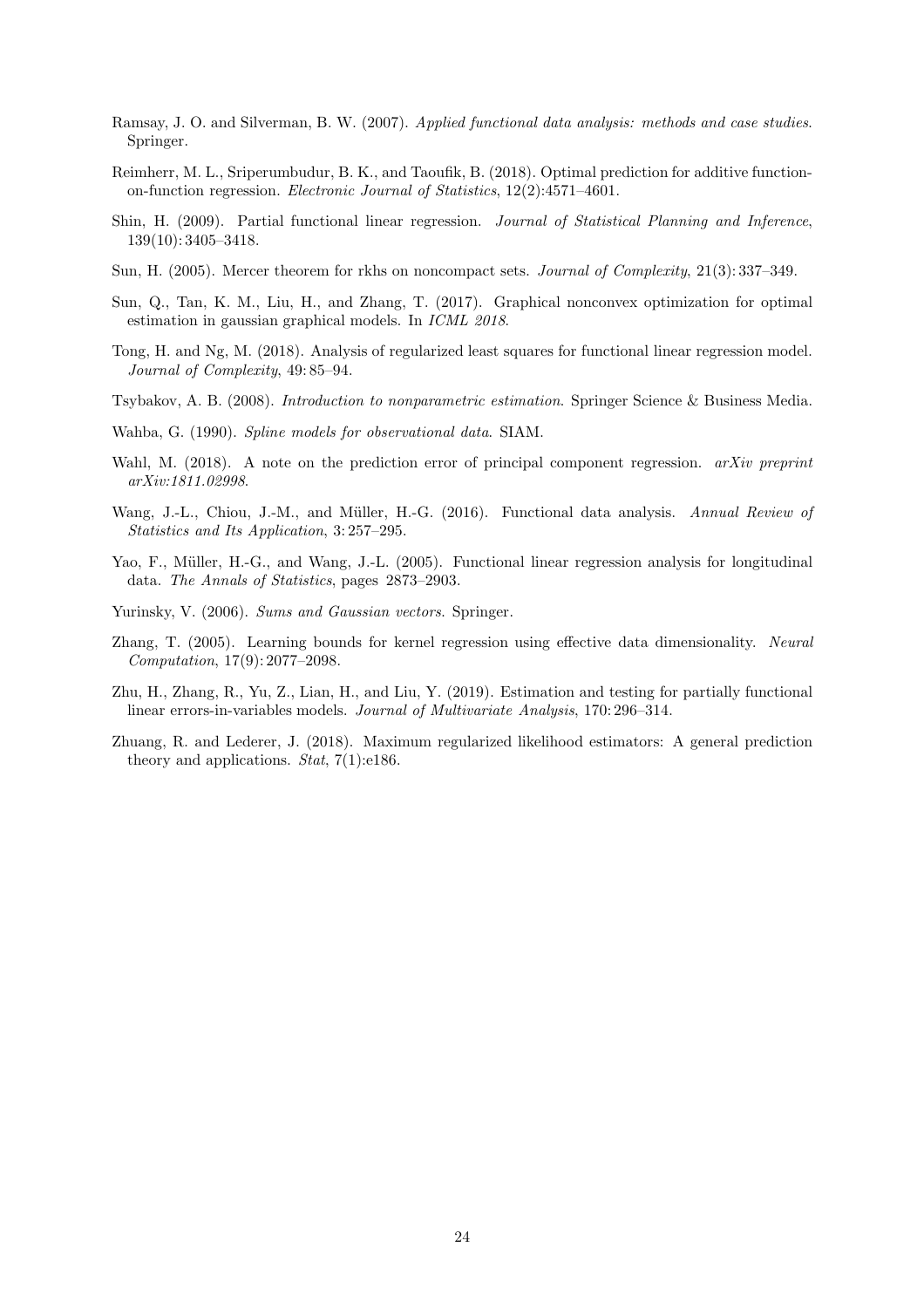Ramsay, J. O. and Silverman, B. W. (2007). *Applied functional data analysis: methods and case studies*. Springer.

Reimherr, M. L., Sriperumbudur, B. K., and Taoufik, B. (2018). Optimal prediction for additive function-on-function regression. *Electronic Journal of Statistics*, 12(2):4571–4601.

Shin, H. (2009). Partial functional linear regression. *Journal of Statistical Planning and Inference*, 139(10): 3405–3418.

Sun, H. (2005). Mercer theorem for rkhs on noncompact sets. *Journal of Complexity*, 21(3): 337–349.

Sun, Q., Tan, K. M., Liu, H., and Zhang, T. (2017). Graphical nonconvex optimization for optimal estimation in gaussian graphical models. In *ICML 2018*.

Tong, H. and Ng, M. (2018). Analysis of regularized least squares for functional linear regression model. *Journal of Complexity*, 49: 85–94.

Tsybakov, A. B. (2008). *Introduction to nonparametric estimation*. Springer Science & Business Media.

Wahba, G. (1990). *Spline models for observational data*. SIAM.

Wahl, M. (2018). A note on the prediction error of principal component regression. *arXiv preprint arXiv:1811.02998*.

Wang, J.-L., Chiou, J.-M., and Müller, H.-G. (2016). Functional data analysis. *Annual Review of Statistics and Its Application*, 3: 257–295.

Yao, F., Müller, H.-G., and Wang, J.-L. (2005). Functional linear regression analysis for longitudinal data. *The Annals of Statistics*, pages 2873–2903.

Yurinsky, V. (2006). *Sums and Gaussian vectors*. Springer.

Zhang, T. (2005). Learning bounds for kernel regression using effective data dimensionality. *Neural Computation*, 17(9): 2077–2098.

Zhu, H., Zhang, R., Yu, Z., Lian, H., and Liu, Y. (2019). Estimation and testing for partially functional linear errors-in-variables models. *Journal of Multivariate Analysis*, 170: 296–314.

Zhuang, R. and Lederer, J. (2018). Maximum regularized likelihood estimators: A general prediction theory and applications. *Stat*, 7(1):e186.